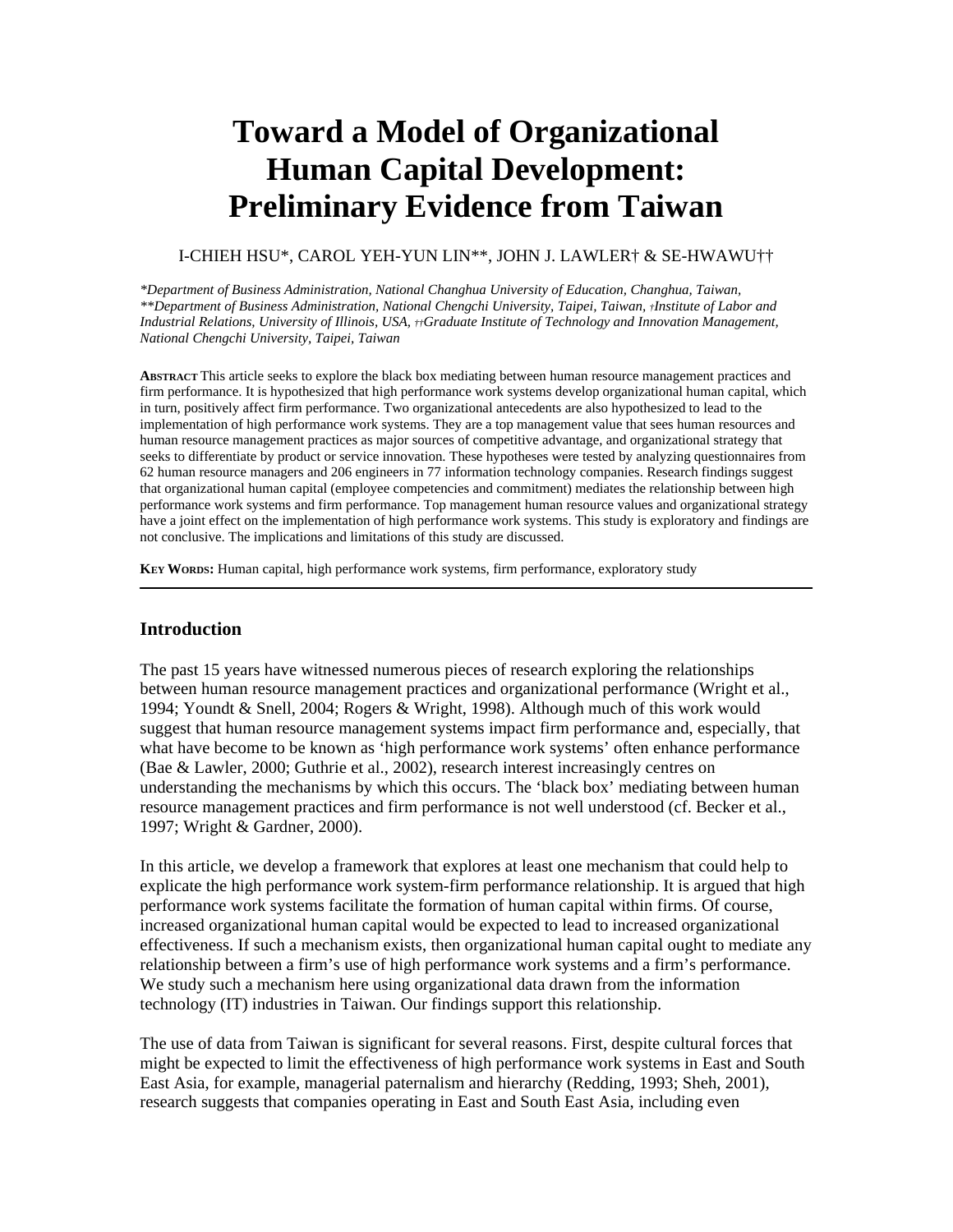# Toward a Model of Organizational Human Capital Development: Preliminary Evidence from Taiwan

I-CHIEH HSU*, CAROL YEH-YUN LIN**, JOHN J. LAWLER† & SE-HWAWU††

*\*Department of Business Administration, National Changhua University of Education, Changhua, Taiwan, \*\*Department of Business Administration, National Chengchi University, Taipei, Taiwan, †Institute of Labor and Industrial Relations, University of Illinois, USA, ††Graduate Institute of Technology and Innovation Management, National Chengchi University, Taipei, Taiwan*

**ABSTRACT** This article seeks to explore the black box mediating between human resource management practices and firm performance. It is hypothesized that high performance work systems develop organizational human capital, which in turn, positively affect firm performance. Two organizational antecedents are also hypothesized to lead to the implementation of high performance work systems. They are a top management value that sees human resources and human resource management practices as major sources of competitive advantage, and organizational strategy that seeks to differentiate by product or service innovation. These hypotheses were tested by analyzing questionnaires from 62 human resource managers and 206 engineers in 77 information technology companies. Research findings suggest that organizational human capital (employee competencies and commitment) mediates the relationship between high performance work systems and firm performance. Top management human resource values and organizational strategy have a joint effect on the implementation of high performance work systems. This study is exploratory and findings are not conclusive. The implications and limitations of this study are discussed.

**KEY WORDS:** Human capital, high performance work systems, firm performance, exploratory study

---

## Introduction

The past 15 years have witnessed numerous pieces of research exploring the relationships between human resource management practices and organizational performance (Wright et al., 1994; Youndt & Snell, 2004; Rogers & Wright, 1998). Although much of this work would suggest that human resource management systems impact firm performance and, especially, that what have become to be known as 'high performance work systems' often enhance performance (Bae & Lawler, 2000; Guthrie et al., 2002), research interest increasingly centres on understanding the mechanisms by which this occurs. The 'black box' mediating between human resource management practices and firm performance is not well understood (cf. Becker et al., 1997; Wright & Gardner, 2000).

In this article, we develop a framework that explores at least one mechanism that could help to explicate the high performance work system-firm performance relationship. It is argued that high performance work systems facilitate the formation of human capital within firms. Of course, increased organizational human capital would be expected to lead to increased organizational effectiveness. If such a mechanism exists, then organizational human capital ought to mediate any relationship between a firm's use of high performance work systems and a firm's performance. We study such a mechanism here using organizational data drawn from the information technology (IT) industries in Taiwan. Our findings support this relationship.

The use of data from Taiwan is significant for several reasons. First, despite cultural forces that might be expected to limit the effectiveness of high performance work systems in East and South East Asia, for example, managerial paternalism and hierarchy (Redding, 1993; Sheh, 2001), research suggests that companies operating in East and South East Asia, including even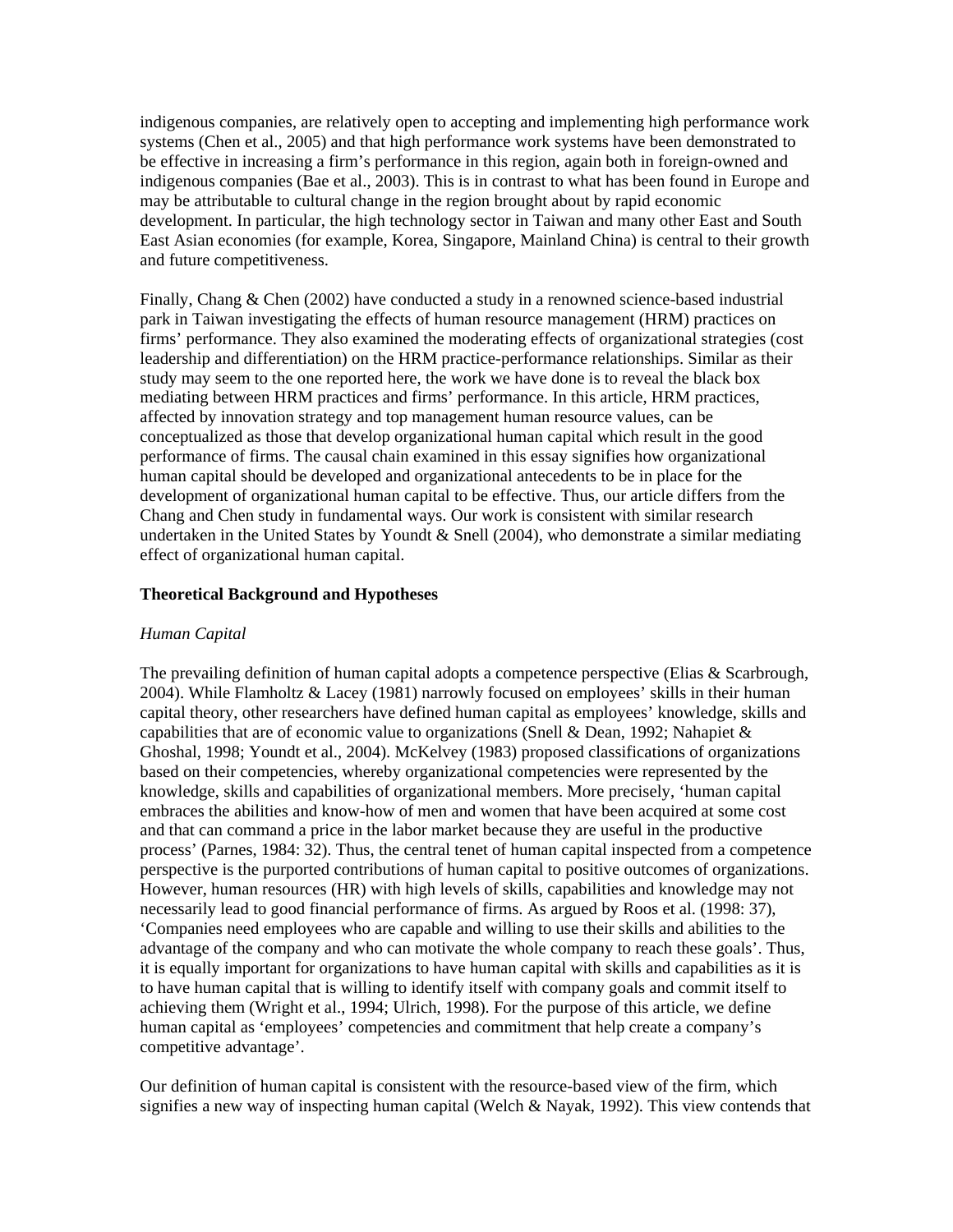indigenous companies, are relatively open to accepting and implementing high performance work systems (Chen et al., 2005) and that high performance work systems have been demonstrated to be effective in increasing a firm's performance in this region, again both in foreign-owned and indigenous companies (Bae et al., 2003). This is in contrast to what has been found in Europe and may be attributable to cultural change in the region brought about by rapid economic development. In particular, the high technology sector in Taiwan and many other East and South East Asian economies (for example, Korea, Singapore, Mainland China) is central to their growth and future competitiveness.

Finally, Chang & Chen (2002) have conducted a study in a renowned science-based industrial park in Taiwan investigating the effects of human resource management (HRM) practices on firms' performance. They also examined the moderating effects of organizational strategies (cost leadership and differentiation) on the HRM practice-performance relationships. Similar as their study may seem to the one reported here, the work we have done is to reveal the black box mediating between HRM practices and firms' performance. In this article, HRM practices, affected by innovation strategy and top management human resource values, can be conceptualized as those that develop organizational human capital which result in the good performance of firms. The causal chain examined in this essay signifies how organizational human capital should be developed and organizational antecedents to be in place for the development of organizational human capital to be effective. Thus, our article differs from the Chang and Chen study in fundamental ways. Our work is consistent with similar research undertaken in the United States by Youndt & Snell (2004), who demonstrate a similar mediating effect of organizational human capital.

## Theoretical Background and Hypotheses

### *Human Capital*

The prevailing definition of human capital adopts a competence perspective (Elias & Scarbrough, 2004). While Flamholtz & Lacey (1981) narrowly focused on employees' skills in their human capital theory, other researchers have defined human capital as employees' knowledge, skills and capabilities that are of economic value to organizations (Snell & Dean, 1992; Nahapiet & Ghoshal, 1998; Youndt et al., 2004). McKelvey (1983) proposed classifications of organizations based on their competencies, whereby organizational competencies were represented by the knowledge, skills and capabilities of organizational members. More precisely, 'human capital embraces the abilities and know-how of men and women that have been acquired at some cost and that can command a price in the labor market because they are useful in the productive process' (Parnes, 1984: 32). Thus, the central tenet of human capital inspected from a competence perspective is the purported contributions of human capital to positive outcomes of organizations. However, human resources (HR) with high levels of skills, capabilities and knowledge may not necessarily lead to good financial performance of firms. As argued by Roos et al. (1998: 37), 'Companies need employees who are capable and willing to use their skills and abilities to the advantage of the company and who can motivate the whole company to reach these goals'. Thus, it is equally important for organizations to have human capital with skills and capabilities as it is to have human capital that is willing to identify itself with company goals and commit itself to achieving them (Wright et al., 1994; Ulrich, 1998). For the purpose of this article, we define human capital as 'employees' competencies and commitment that help create a company's competitive advantage'.

Our definition of human capital is consistent with the resource-based view of the firm, which signifies a new way of inspecting human capital (Welch & Nayak, 1992). This view contends that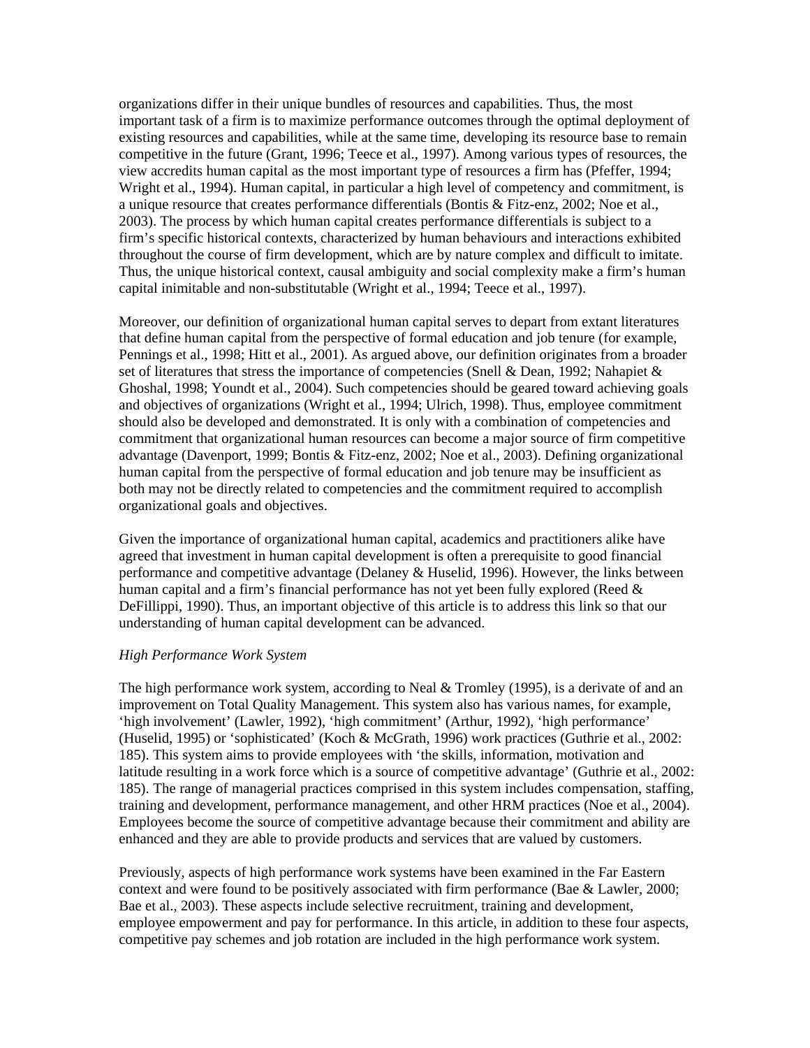organizations differ in their unique bundles of resources and capabilities. Thus, the most important task of a firm is to maximize performance outcomes through the optimal deployment of existing resources and capabilities, while at the same time, developing its resource base to remain competitive in the future (Grant, 1996; Teece et al., 1997). Among various types of resources, the view accredits human capital as the most important type of resources a firm has (Pfeffer, 1994; Wright et al., 1994). Human capital, in particular a high level of competency and commitment, is a unique resource that creates performance differentials (Bontis & Fitz-enz, 2002; Noe et al., 2003). The process by which human capital creates performance differentials is subject to a firm's specific historical contexts, characterized by human behaviours and interactions exhibited throughout the course of firm development, which are by nature complex and difficult to imitate. Thus, the unique historical context, causal ambiguity and social complexity make a firm's human capital inimitable and non-substitutable (Wright et al., 1994; Teece et al., 1997).

Moreover, our definition of organizational human capital serves to depart from extant literatures that define human capital from the perspective of formal education and job tenure (for example, Pennings et al., 1998; Hitt et al., 2001). As argued above, our definition originates from a broader set of literatures that stress the importance of competencies (Snell & Dean, 1992; Nahapiet & Ghoshal, 1998; Youndt et al., 2004). Such competencies should be geared toward achieving goals and objectives of organizations (Wright et al., 1994; Ulrich, 1998). Thus, employee commitment should also be developed and demonstrated. It is only with a combination of competencies and commitment that organizational human resources can become a major source of firm competitive advantage (Davenport, 1999; Bontis & Fitz-enz, 2002; Noe et al., 2003). Defining organizational human capital from the perspective of formal education and job tenure may be insufficient as both may not be directly related to competencies and the commitment required to accomplish organizational goals and objectives.

Given the importance of organizational human capital, academics and practitioners alike have agreed that investment in human capital development is often a prerequisite to good financial performance and competitive advantage (Delaney & Huselid, 1996). However, the links between human capital and a firm's financial performance has not yet been fully explored (Reed & DeFillippi, 1990). Thus, an important objective of this article is to address this link so that our understanding of human capital development can be advanced.

*High Performance Work System*

The high performance work system, according to Neal & Tromley (1995), is a derivate of and an improvement on Total Quality Management. This system also has various names, for example, 'high involvement' (Lawler, 1992), 'high commitment' (Arthur, 1992), 'high performance' (Huselid, 1995) or 'sophisticated' (Koch & McGrath, 1996) work practices (Guthrie et al., 2002: 185). This system aims to provide employees with 'the skills, information, motivation and latitude resulting in a work force which is a source of competitive advantage' (Guthrie et al., 2002: 185). The range of managerial practices comprised in this system includes compensation, staffing, training and development, performance management, and other HRM practices (Noe et al., 2004). Employees become the source of competitive advantage because their commitment and ability are enhanced and they are able to provide products and services that are valued by customers.

Previously, aspects of high performance work systems have been examined in the Far Eastern context and were found to be positively associated with firm performance (Bae & Lawler, 2000; Bae et al., 2003). These aspects include selective recruitment, training and development, employee empowerment and pay for performance. In this article, in addition to these four aspects, competitive pay schemes and job rotation are included in the high performance work system.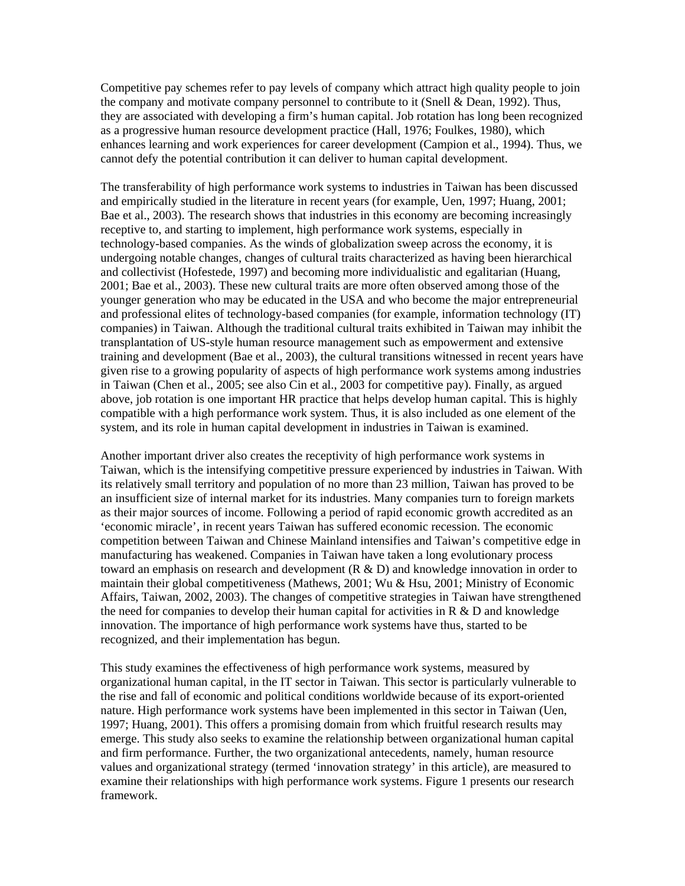Competitive pay schemes refer to pay levels of company which attract high quality people to join the company and motivate company personnel to contribute to it (Snell & Dean, 1992). Thus, they are associated with developing a firm's human capital. Job rotation has long been recognized as a progressive human resource development practice (Hall, 1976; Foulkes, 1980), which enhances learning and work experiences for career development (Campion et al., 1994). Thus, we cannot defy the potential contribution it can deliver to human capital development.

The transferability of high performance work systems to industries in Taiwan has been discussed and empirically studied in the literature in recent years (for example, Uen, 1997; Huang, 2001; Bae et al., 2003). The research shows that industries in this economy are becoming increasingly receptive to, and starting to implement, high performance work systems, especially in technology-based companies. As the winds of globalization sweep across the economy, it is undergoing notable changes, changes of cultural traits characterized as having been hierarchical and collectivist (Hofestede, 1997) and becoming more individualistic and egalitarian (Huang, 2001; Bae et al., 2003). These new cultural traits are more often observed among those of the younger generation who may be educated in the USA and who become the major entrepreneurial and professional elites of technology-based companies (for example, information technology (IT) companies) in Taiwan. Although the traditional cultural traits exhibited in Taiwan may inhibit the transplantation of US-style human resource management such as empowerment and extensive training and development (Bae et al., 2003), the cultural transitions witnessed in recent years have given rise to a growing popularity of aspects of high performance work systems among industries in Taiwan (Chen et al., 2005; see also Cin et al., 2003 for competitive pay). Finally, as argued above, job rotation is one important HR practice that helps develop human capital. This is highly compatible with a high performance work system. Thus, it is also included as one element of the system, and its role in human capital development in industries in Taiwan is examined.

Another important driver also creates the receptivity of high performance work systems in Taiwan, which is the intensifying competitive pressure experienced by industries in Taiwan. With its relatively small territory and population of no more than 23 million, Taiwan has proved to be an insufficient size of internal market for its industries. Many companies turn to foreign markets as their major sources of income. Following a period of rapid economic growth accredited as an 'economic miracle', in recent years Taiwan has suffered economic recession. The economic competition between Taiwan and Chinese Mainland intensifies and Taiwan's competitive edge in manufacturing has weakened. Companies in Taiwan have taken a long evolutionary process toward an emphasis on research and development (R & D) and knowledge innovation in order to maintain their global competitiveness (Mathews, 2001; Wu & Hsu, 2001; Ministry of Economic Affairs, Taiwan, 2002, 2003). The changes of competitive strategies in Taiwan have strengthened the need for companies to develop their human capital for activities in R & D and knowledge innovation. The importance of high performance work systems have thus, started to be recognized, and their implementation has begun.

This study examines the effectiveness of high performance work systems, measured by organizational human capital, in the IT sector in Taiwan. This sector is particularly vulnerable to the rise and fall of economic and political conditions worldwide because of its export-oriented nature. High performance work systems have been implemented in this sector in Taiwan (Uen, 1997; Huang, 2001). This offers a promising domain from which fruitful research results may emerge. This study also seeks to examine the relationship between organizational human capital and firm performance. Further, the two organizational antecedents, namely, human resource values and organizational strategy (termed 'innovation strategy' in this article), are measured to examine their relationships with high performance work systems. Figure 1 presents our research framework.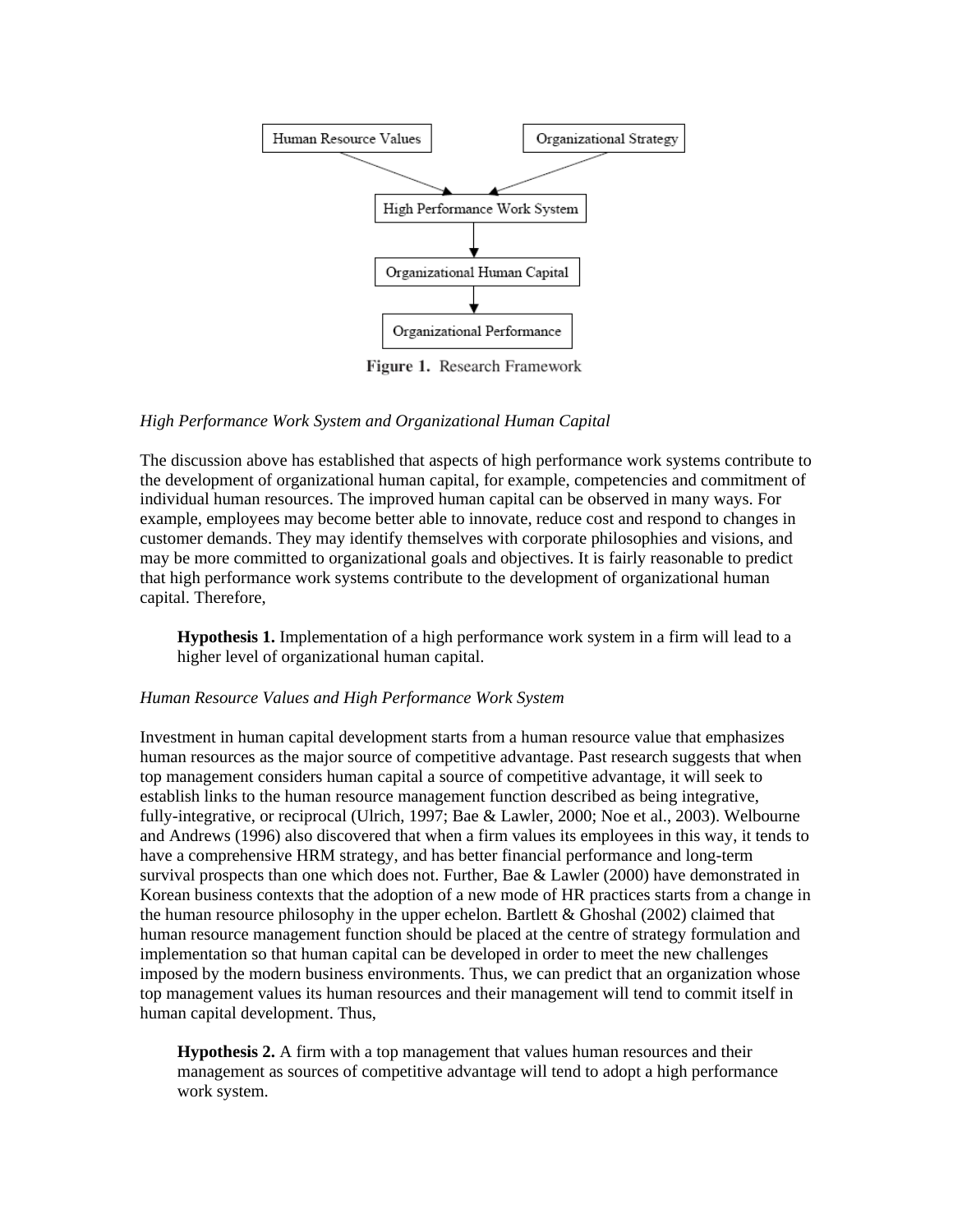**Figure 1.** Research Framework

*High Performance Work System and Organizational Human Capital*

The discussion above has established that aspects of high performance work systems contribute to the development of organizational human capital, for example, competencies and commitment of individual human resources. The improved human capital can be observed in many ways. For example, employees may become better able to innovate, reduce cost and respond to changes in customer demands. They may identify themselves with corporate philosophies and visions, and may be more committed to organizational goals and objectives. It is fairly reasonable to predict that high performance work systems contribute to the development of organizational human capital. Therefore,

> **Hypothesis 1.** Implementation of a high performance work system in a firm will lead to a higher level of organizational human capital.

*Human Resource Values and High Performance Work System*

Investment in human capital development starts from a human resource value that emphasizes human resources as the major source of competitive advantage. Past research suggests that when top management considers human capital a source of competitive advantage, it will seek to establish links to the human resource management function described as being integrative, fully-integrative, or reciprocal (Ulrich, 1997; Bae & Lawler, 2000; Noe et al., 2003). Welbourne and Andrews (1996) also discovered that when a firm values its employees in this way, it tends to have a comprehensive HRM strategy, and has better financial performance and long-term survival prospects than one which does not. Further, Bae & Lawler (2000) have demonstrated in Korean business contexts that the adoption of a new mode of HR practices starts from a change in the human resource philosophy in the upper echelon. Bartlett & Ghoshal (2002) claimed that human resource management function should be placed at the centre of strategy formulation and implementation so that human capital can be developed in order to meet the new challenges imposed by the modern business environments. Thus, we can predict that an organization whose top management values its human resources and their management will tend to commit itself in human capital development. Thus,

> **Hypothesis 2.** A firm with a top management that values human resources and their management as sources of competitive advantage will tend to adopt a high performance work system.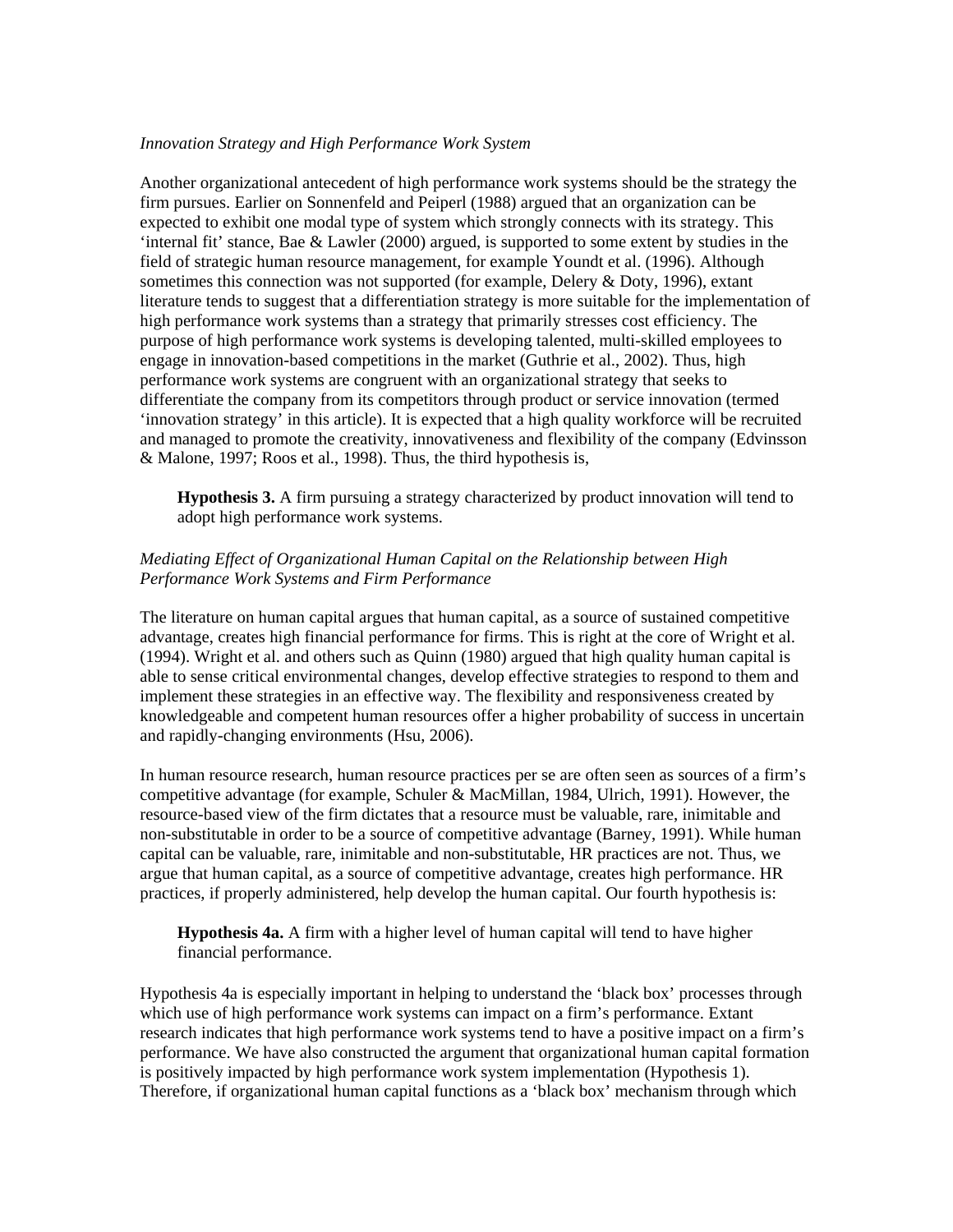*Innovation Strategy and High Performance Work System*

Another organizational antecedent of high performance work systems should be the strategy the firm pursues. Earlier on Sonnenfeld and Peiperl (1988) argued that an organization can be expected to exhibit one modal type of system which strongly connects with its strategy. This 'internal fit' stance, Bae & Lawler (2000) argued, is supported to some extent by studies in the field of strategic human resource management, for example Youndt et al. (1996). Although sometimes this connection was not supported (for example, Delery & Doty, 1996), extant literature tends to suggest that a differentiation strategy is more suitable for the implementation of high performance work systems than a strategy that primarily stresses cost efficiency. The purpose of high performance work systems is developing talented, multi-skilled employees to engage in innovation-based competitions in the market (Guthrie et al., 2002). Thus, high performance work systems are congruent with an organizational strategy that seeks to differentiate the company from its competitors through product or service innovation (termed 'innovation strategy' in this article). It is expected that a high quality workforce will be recruited and managed to promote the creativity, innovativeness and flexibility of the company (Edvinsson & Malone, 1997; Roos et al., 1998). Thus, the third hypothesis is,

> **Hypothesis 3.** A firm pursuing a strategy characterized by product innovation will tend to adopt high performance work systems.

*Mediating Effect of Organizational Human Capital on the Relationship between High Performance Work Systems and Firm Performance*

The literature on human capital argues that human capital, as a source of sustained competitive advantage, creates high financial performance for firms. This is right at the core of Wright et al. (1994). Wright et al. and others such as Quinn (1980) argued that high quality human capital is able to sense critical environmental changes, develop effective strategies to respond to them and implement these strategies in an effective way. The flexibility and responsiveness created by knowledgeable and competent human resources offer a higher probability of success in uncertain and rapidly-changing environments (Hsu, 2006).

In human resource research, human resource practices per se are often seen as sources of a firm's competitive advantage (for example, Schuler & MacMillan, 1984, Ulrich, 1991). However, the resource-based view of the firm dictates that a resource must be valuable, rare, inimitable and non-substitutable in order to be a source of competitive advantage (Barney, 1991). While human capital can be valuable, rare, inimitable and non-substitutable, HR practices are not. Thus, we argue that human capital, as a source of competitive advantage, creates high performance. HR practices, if properly administered, help develop the human capital. Our fourth hypothesis is:

> **Hypothesis 4a.** A firm with a higher level of human capital will tend to have higher financial performance.

Hypothesis 4a is especially important in helping to understand the 'black box' processes through which use of high performance work systems can impact on a firm's performance. Extant research indicates that high performance work systems tend to have a positive impact on a firm's performance. We have also constructed the argument that organizational human capital formation is positively impacted by high performance work system implementation (Hypothesis 1). Therefore, if organizational human capital functions as a 'black box' mechanism through which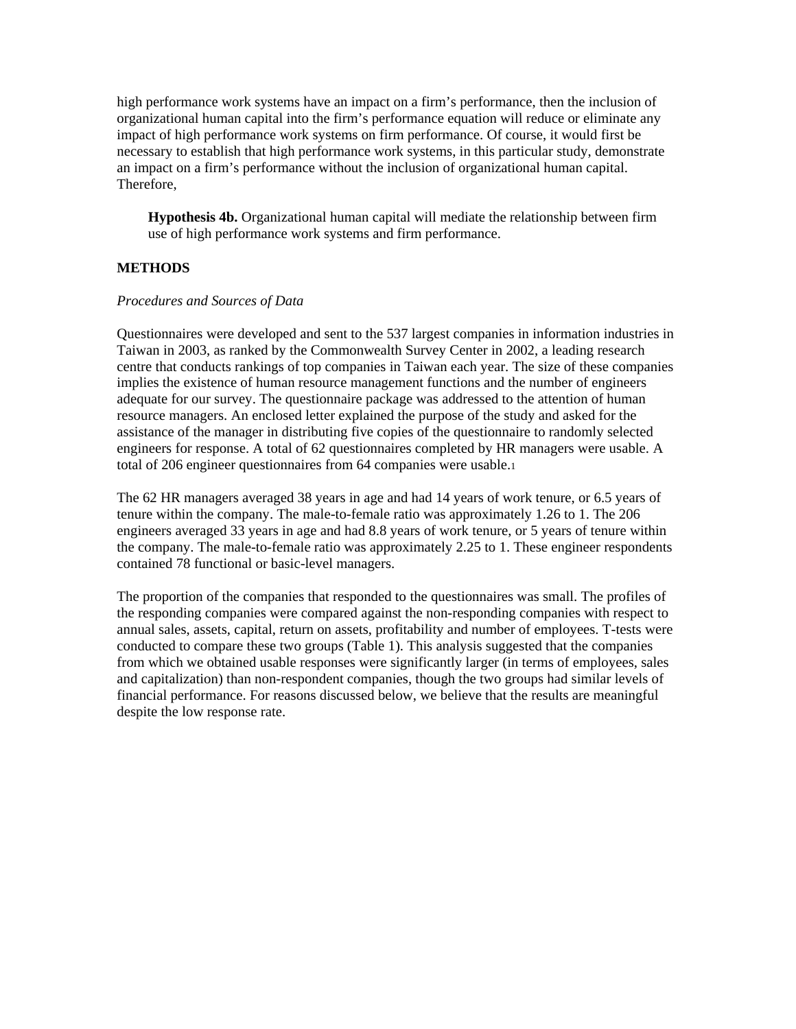high performance work systems have an impact on a firm's performance, then the inclusion of organizational human capital into the firm's performance equation will reduce or eliminate any impact of high performance work systems on firm performance. Of course, it would first be necessary to establish that high performance work systems, in this particular study, demonstrate an impact on a firm's performance without the inclusion of organizational human capital. Therefore,

> **Hypothesis 4b.** Organizational human capital will mediate the relationship between firm use of high performance work systems and firm performance.

## METHODS

*Procedures and Sources of Data*

Questionnaires were developed and sent to the 537 largest companies in information industries in Taiwan in 2003, as ranked by the Commonwealth Survey Center in 2002, a leading research centre that conducts rankings of top companies in Taiwan each year. The size of these companies implies the existence of human resource management functions and the number of engineers adequate for our survey. The questionnaire package was addressed to the attention of human resource managers. An enclosed letter explained the purpose of the study and asked for the assistance of the manager in distributing five copies of the questionnaire to randomly selected engineers for response. A total of 62 questionnaires completed by HR managers were usable. A total of 206 engineer questionnaires from 64 companies were usable.[1]

The 62 HR managers averaged 38 years in age and had 14 years of work tenure, or 6.5 years of tenure within the company. The male-to-female ratio was approximately 1.26 to 1. The 206 engineers averaged 33 years in age and had 8.8 years of work tenure, or 5 years of tenure within the company. The male-to-female ratio was approximately 2.25 to 1. These engineer respondents contained 78 functional or basic-level managers.

The proportion of the companies that responded to the questionnaires was small. The profiles of the responding companies were compared against the non-responding companies with respect to annual sales, assets, capital, return on assets, profitability and number of employees. T-tests were conducted to compare these two groups (Table 1). This analysis suggested that the companies from which we obtained usable responses were significantly larger (in terms of employees, sales and capitalization) than non-respondent companies, though the two groups had similar levels of financial performance. For reasons discussed below, we believe that the results are meaningful despite the low response rate.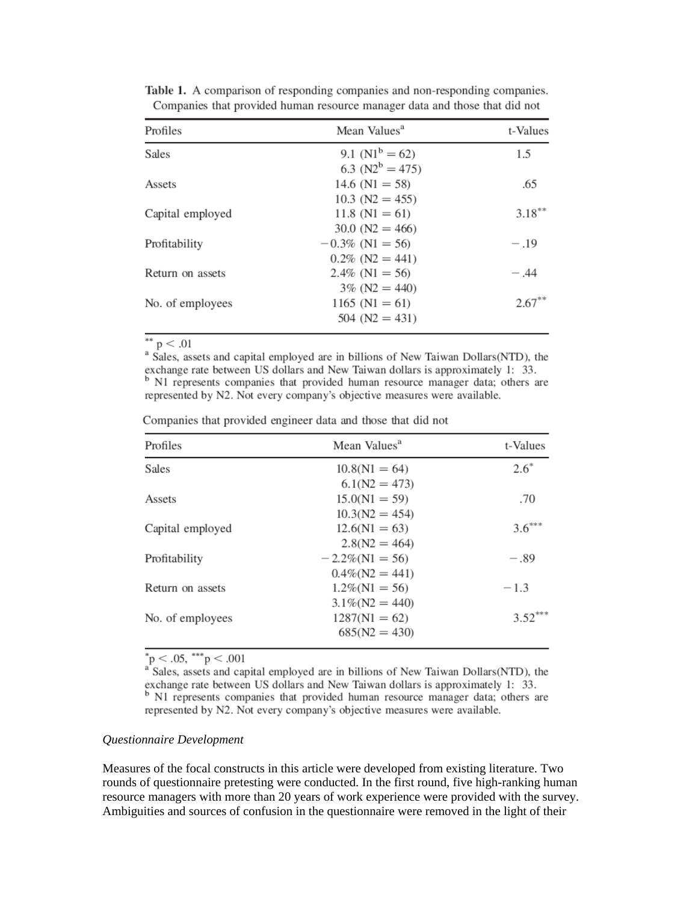**Table 1.** A comparison of responding companies and non-responding companies. Companies that provided human resource manager data and those that did not

| Profiles | Mean Values[a] | t-Values |
|---|---|---|
| Sales | 9.1 (N1[b] = 62) | 1.5 |
| | 6.3 (N2[b] = 475) | |
| Assets | 14.6 (N1 = 58) | .65 |
| | 10.3 (N2 = 455) | |
| Capital employed | 11.8 (N1 = 61) | 3.18** |
| | 30.0 (N2 = 466) | |
| Profitability | −0.3% (N1 = 56) | −.19 |
| | 0.2% (N2 = 441) | |
| Return on assets | 2.4% (N1 = 56) | −.44 |
| | 3% (N2 = 440) | |
| No. of employees | 1165 (N1 = 61) | 2.67** |
| | 504 (N2 = 431) | |

** $p < .01$

[a] Sales, assets and capital employed are in billions of New Taiwan Dollars(NTD), the exchange rate between US dollars and New Taiwan dollars is approximately 1: 33.

[b] N1 represents companies that provided human resource manager data; others are represented by N2. Not every company's objective measures were available.

Companies that provided engineer data and those that did not

| Profiles | Mean Values[a] | t-Values |
|---|---|---|
| Sales | 10.8(N1 = 64) | 2.6* |
| | 6.1(N2 = 473) | |
| Assets | 15.0(N1 = 59) | .70 |
| | 10.3(N2 = 454) | |
| Capital employed | 12.6(N1 = 63) | 3.6*** |
| | 2.8(N2 = 464) | |
| Profitability | −2.2%(N1 = 56) | −.89 |
| | 0.4%(N2 = 441) | |
| Return on assets | 1.2%(N1 = 56) | −1.3 |
| | 3.1%(N2 = 440) | |
| No. of employees | 1287(N1 = 62) | 3.52*** |
| | 685(N2 = 430) | |

* $p < .05$, *** $p < .001$

[a] Sales, assets and capital employed are in billions of New Taiwan Dollars(NTD), the exchange rate between US dollars and New Taiwan dollars is approximately 1: 33.

[b] N1 represents companies that provided human resource manager data; others are represented by N2. Not every company's objective measures were available.

*Questionnaire Development*

Measures of the focal constructs in this article were developed from existing literature. Two rounds of questionnaire pretesting were conducted. In the first round, five high-ranking human resource managers with more than 20 years of work experience were provided with the survey. Ambiguities and sources of confusion in the questionnaire were removed in the light of their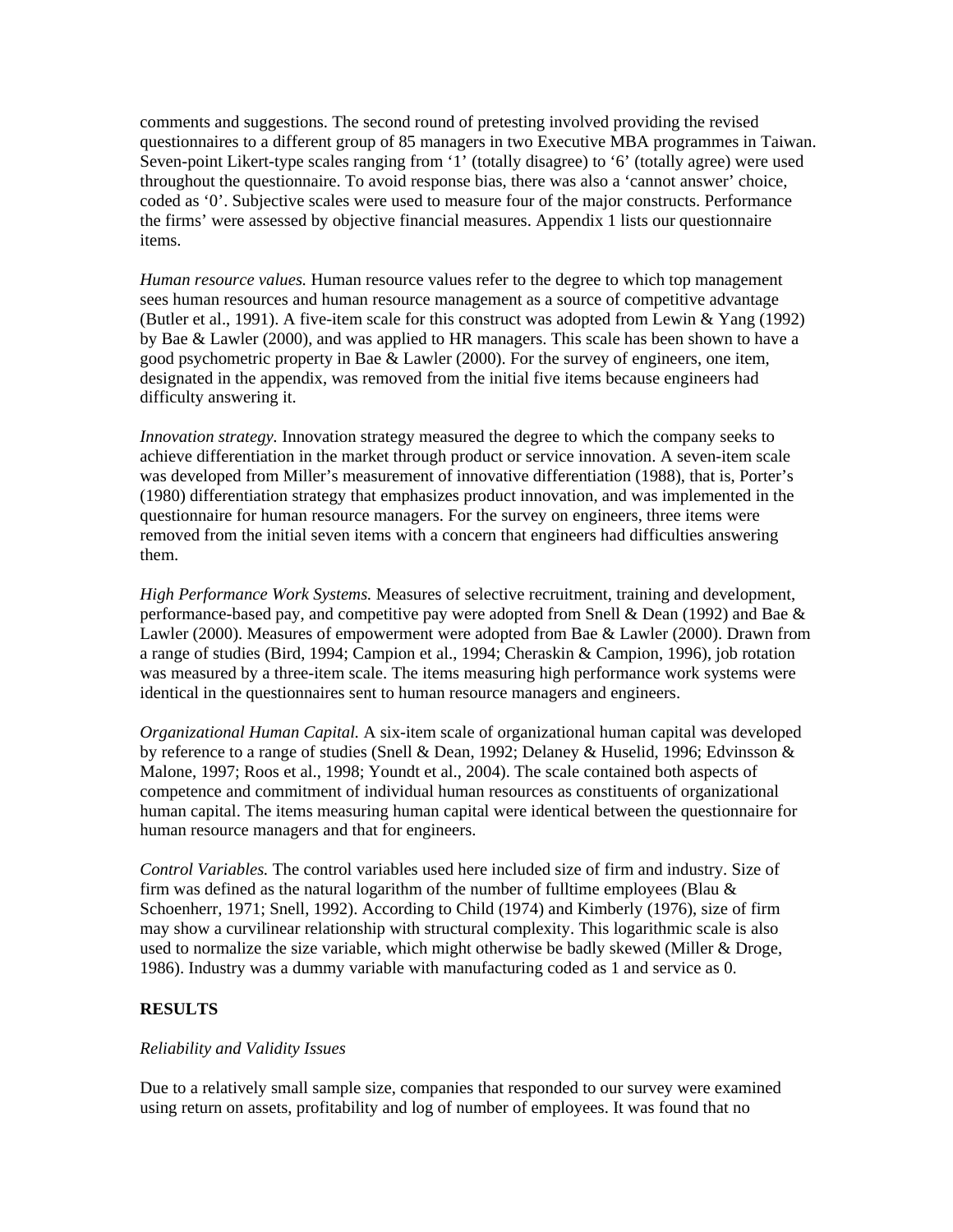comments and suggestions. The second round of pretesting involved providing the revised questionnaires to a different group of 85 managers in two Executive MBA programmes in Taiwan. Seven-point Likert-type scales ranging from '1' (totally disagree) to '6' (totally agree) were used throughout the questionnaire. To avoid response bias, there was also a 'cannot answer' choice, coded as '0'. Subjective scales were used to measure four of the major constructs. Performance the firms' were assessed by objective financial measures. Appendix 1 lists our questionnaire items.

*Human resource values.* Human resource values refer to the degree to which top management sees human resources and human resource management as a source of competitive advantage (Butler et al., 1991). A five-item scale for this construct was adopted from Lewin & Yang (1992) by Bae & Lawler (2000), and was applied to HR managers. This scale has been shown to have a good psychometric property in Bae & Lawler (2000). For the survey of engineers, one item, designated in the appendix, was removed from the initial five items because engineers had difficulty answering it.

*Innovation strategy.* Innovation strategy measured the degree to which the company seeks to achieve differentiation in the market through product or service innovation. A seven-item scale was developed from Miller's measurement of innovative differentiation (1988), that is, Porter's (1980) differentiation strategy that emphasizes product innovation, and was implemented in the questionnaire for human resource managers. For the survey on engineers, three items were removed from the initial seven items with a concern that engineers had difficulties answering them.

*High Performance Work Systems.* Measures of selective recruitment, training and development, performance-based pay, and competitive pay were adopted from Snell & Dean (1992) and Bae & Lawler (2000). Measures of empowerment were adopted from Bae & Lawler (2000). Drawn from a range of studies (Bird, 1994; Campion et al., 1994; Cheraskin & Campion, 1996), job rotation was measured by a three-item scale. The items measuring high performance work systems were identical in the questionnaires sent to human resource managers and engineers.

*Organizational Human Capital.* A six-item scale of organizational human capital was developed by reference to a range of studies (Snell & Dean, 1992; Delaney & Huselid, 1996; Edvinsson & Malone, 1997; Roos et al., 1998; Youndt et al., 2004). The scale contained both aspects of competence and commitment of individual human resources as constituents of organizational human capital. The items measuring human capital were identical between the questionnaire for human resource managers and that for engineers.

*Control Variables.* The control variables used here included size of firm and industry. Size of firm was defined as the natural logarithm of the number of fulltime employees (Blau & Schoenherr, 1971; Snell, 1992). According to Child (1974) and Kimberly (1976), size of firm may show a curvilinear relationship with structural complexity. This logarithmic scale is also used to normalize the size variable, which might otherwise be badly skewed (Miller & Droge, 1986). Industry was a dummy variable with manufacturing coded as 1 and service as 0.

## RESULTS

*Reliability and Validity Issues*

Due to a relatively small sample size, companies that responded to our survey were examined using return on assets, profitability and log of number of employees. It was found that no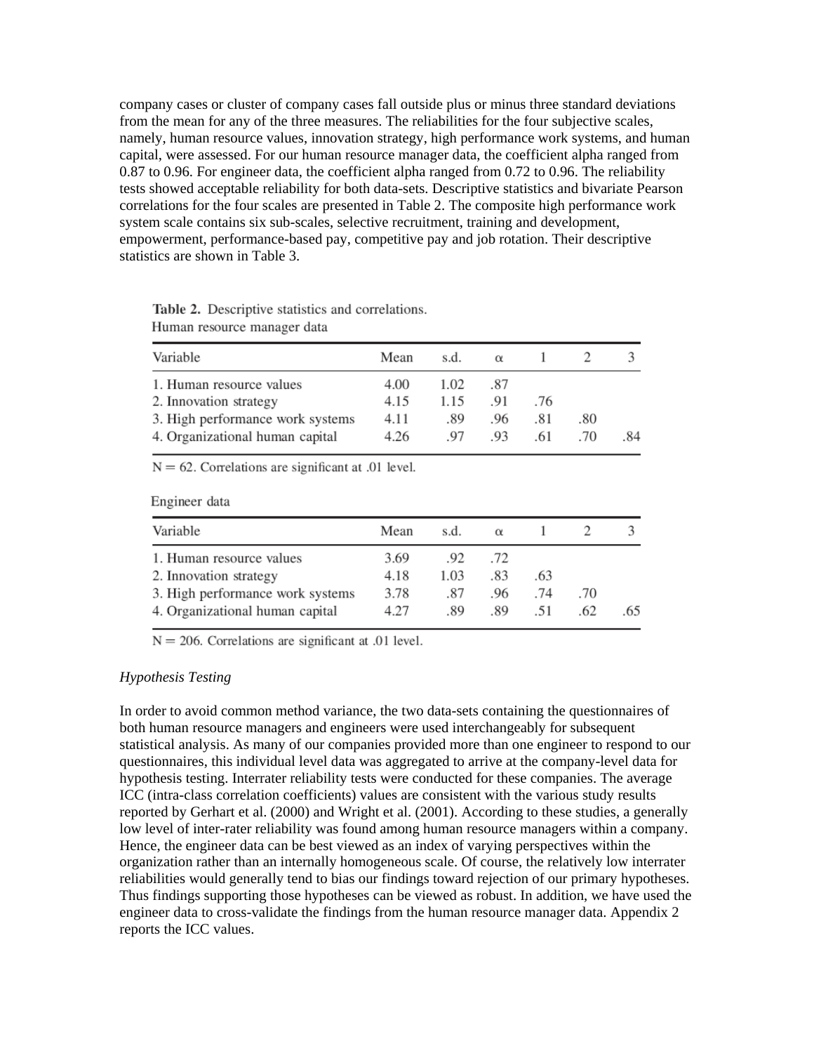company cases or cluster of company cases fall outside plus or minus three standard deviations from the mean for any of the three measures. The reliabilities for the four subjective scales, namely, human resource values, innovation strategy, high performance work systems, and human capital, were assessed. For our human resource manager data, the coefficient alpha ranged from 0.87 to 0.96. For engineer data, the coefficient alpha ranged from 0.72 to 0.96. The reliability tests showed acceptable reliability for both data-sets. Descriptive statistics and bivariate Pearson correlations for the four scales are presented in Table 2. The composite high performance work system scale contains six sub-scales, selective recruitment, training and development, empowerment, performance-based pay, competitive pay and job rotation. Their descriptive statistics are shown in Table 3.

**Table 2.** Descriptive statistics and correlations.

Human resource manager data

| Variable | Mean | s.d. | α | 1 | 2 | 3 |
|---|---|---|---|---|---|---|
| 1. Human resource values | 4.00 | 1.02 | .87 | | | |
| 2. Innovation strategy | 4.15 | 1.15 | .91 | .76 | | |
| 3. High performance work systems | 4.11 | .89 | .96 | .81 | .80 | |
| 4. Organizational human capital | 4.26 | .97 | .93 | .61 | .70 | .84 |

N = 62. Correlations are significant at .01 level.

Engineer data

| Variable | Mean | s.d. | α | 1 | 2 | 3 |
|---|---|---|---|---|---|---|
| 1. Human resource values | 3.69 | .92 | .72 | | | |
| 2. Innovation strategy | 4.18 | 1.03 | .83 | .63 | | |
| 3. High performance work systems | 3.78 | .87 | .96 | .74 | .70 | |
| 4. Organizational human capital | 4.27 | .89 | .89 | .51 | .62 | .65 |

N = 206. Correlations are significant at .01 level.

*Hypothesis Testing*

In order to avoid common method variance, the two data-sets containing the questionnaires of both human resource managers and engineers were used interchangeably for subsequent statistical analysis. As many of our companies provided more than one engineer to respond to our questionnaires, this individual level data was aggregated to arrive at the company-level data for hypothesis testing. Interrater reliability tests were conducted for these companies. The average ICC (intra-class correlation coefficients) values are consistent with the various study results reported by Gerhart et al. (2000) and Wright et al. (2001). According to these studies, a generally low level of inter-rater reliability was found among human resource managers within a company. Hence, the engineer data can be best viewed as an index of varying perspectives within the organization rather than an internally homogeneous scale. Of course, the relatively low interrater reliabilities would generally tend to bias our findings toward rejection of our primary hypotheses. Thus findings supporting those hypotheses can be viewed as robust. In addition, we have used the engineer data to cross-validate the findings from the human resource manager data. Appendix 2 reports the ICC values.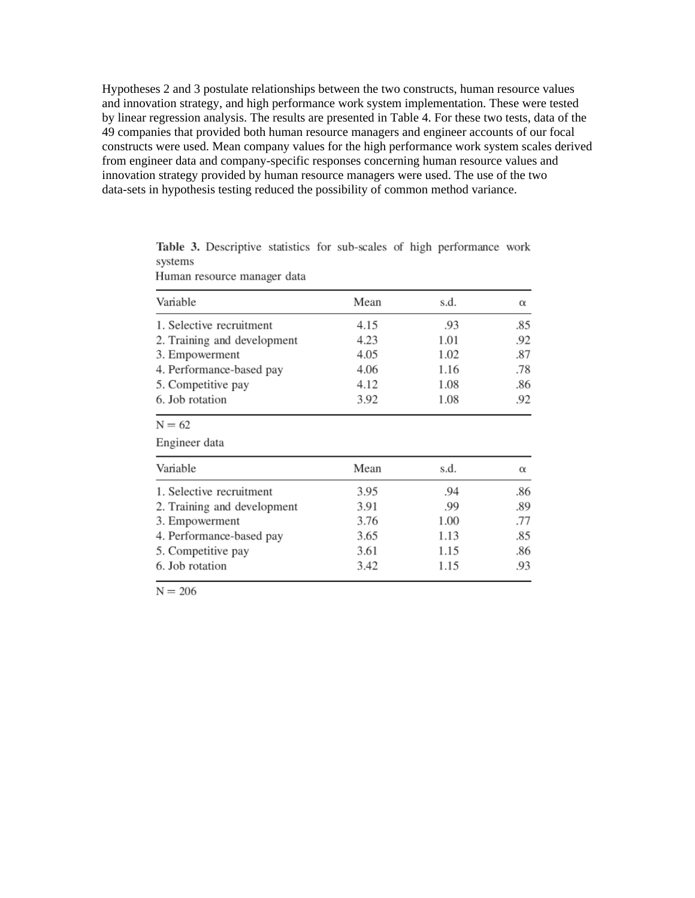Hypotheses 2 and 3 postulate relationships between the two constructs, human resource values and innovation strategy, and high performance work system implementation. These were tested by linear regression analysis. The results are presented in Table 4. For these two tests, data of the 49 companies that provided both human resource managers and engineer accounts of our focal constructs were used. Mean company values for the high performance work system scales derived from engineer data and company-specific responses concerning human resource values and innovation strategy provided by human resource managers were used. The use of the two data-sets in hypothesis testing reduced the possibility of common method variance.

**Table 3.** Descriptive statistics for sub-scales of high performance work systems

Human resource manager data

| Variable | Mean | s.d. | α |
|---|---|---|---|
| 1. Selective recruitment | 4.15 | .93 | .85 |
| 2. Training and development | 4.23 | 1.01 | .92 |
| 3. Empowerment | 4.05 | 1.02 | .87 |
| 4. Performance-based pay | 4.06 | 1.16 | .78 |
| 5. Competitive pay | 4.12 | 1.08 | .86 |
| 6. Job rotation | 3.92 | 1.08 | .92 |

N = 62

Engineer data

| Variable | Mean | s.d. | α |
|---|---|---|---|
| 1. Selective recruitment | 3.95 | .94 | .86 |
| 2. Training and development | 3.91 | .99 | .89 |
| 3. Empowerment | 3.76 | 1.00 | .77 |
| 4. Performance-based pay | 3.65 | 1.13 | .85 |
| 5. Competitive pay | 3.61 | 1.15 | .86 |
| 6. Job rotation | 3.42 | 1.15 | .93 |

N = 206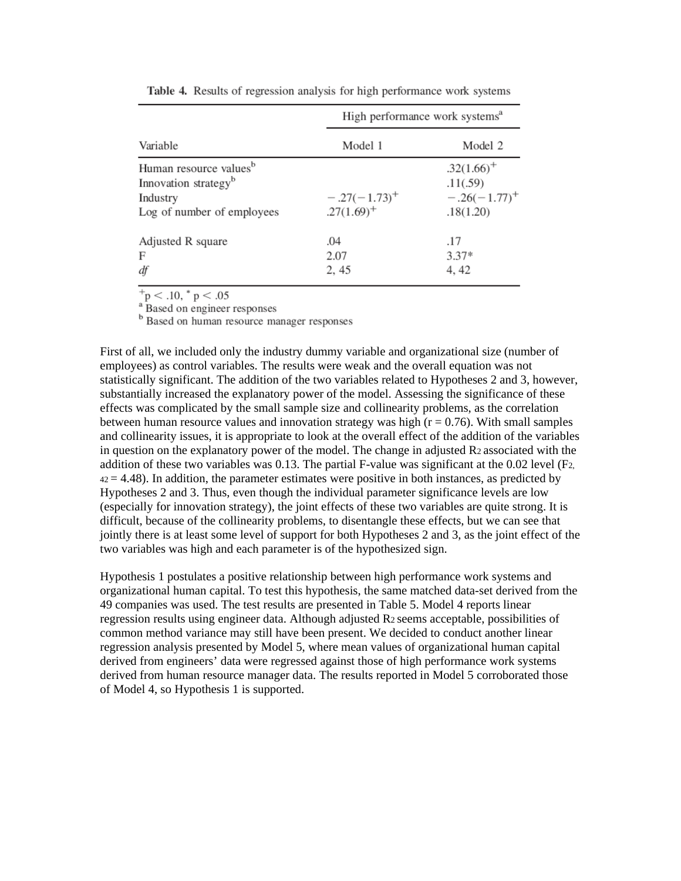**Table 4.** Results of regression analysis for high performance work systems

| | High performance work systems[a] | |
|---|---|---|
| Variable | Model 1 | Model 2 |
| Human resource values[b] | | .32(1.66)$^{+}$ |
| Innovation strategy[b] | | .11(.59) |
| Industry | −.27(−1.73)$^{+}$ | −.26(−1.77)$^{+}$ |
| Log of number of employees | .27(1.69)$^{+}$ | .18(1.20) |
| Adjusted R square | .04 | .17 |
| F | 2.07 | 3.37* |
| *df* | 2, 45 | 4, 42 |

$^{+}p < .10$, $^{*}p < .05$
[a] Based on engineer responses
[b] Based on human resource manager responses

First of all, we included only the industry dummy variable and organizational size (number of employees) as control variables. The results were weak and the overall equation was not statistically significant. The addition of the two variables related to Hypotheses 2 and 3, however, substantially increased the explanatory power of the model. Assessing the significance of these effects was complicated by the small sample size and collinearity problems, as the correlation between human resource values and innovation strategy was high (r = 0.76). With small samples and collinearity issues, it is appropriate to look at the overall effect of the addition of the variables in question on the explanatory power of the model. The change in adjusted $R^2$ associated with the addition of these two variables was 0.13. The partial F-value was significant at the 0.02 level ($F_{2, 42} = 4.48$). In addition, the parameter estimates were positive in both instances, as predicted by Hypotheses 2 and 3. Thus, even though the individual parameter significance levels are low (especially for innovation strategy), the joint effects of these two variables are quite strong. It is difficult, because of the collinearity problems, to disentangle these effects, but we can see that jointly there is at least some level of support for both Hypotheses 2 and 3, as the joint effect of the two variables was high and each parameter is of the hypothesized sign.

Hypothesis 1 postulates a positive relationship between high performance work systems and organizational human capital. To test this hypothesis, the same matched data-set derived from the 49 companies was used. The test results are presented in Table 5. Model 4 reports linear regression results using engineer data. Although adjusted $R^2$ seems acceptable, possibilities of common method variance may still have been present. We decided to conduct another linear regression analysis presented by Model 5, where mean values of organizational human capital derived from engineers' data were regressed against those of high performance work systems derived from human resource manager data. The results reported in Model 5 corroborated those of Model 4, so Hypothesis 1 is supported.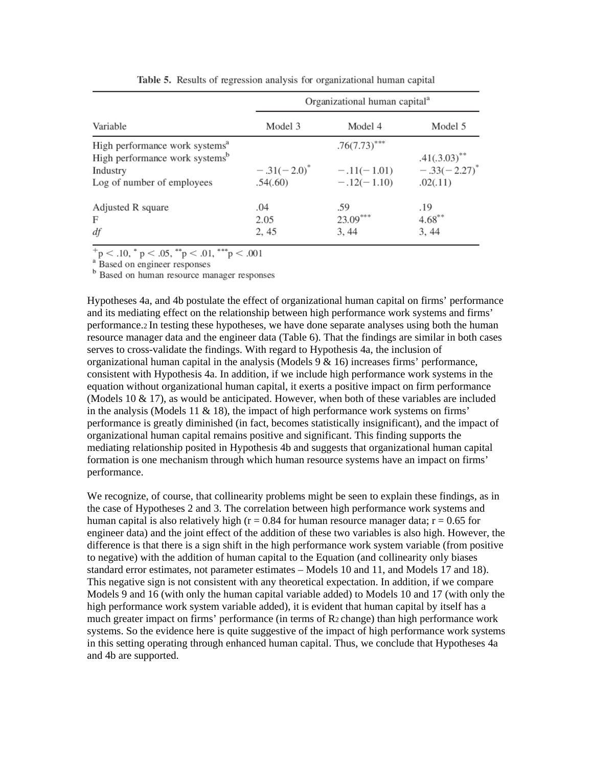Table 5. Results of regression analysis for organizational human capital

| Variable | Organizational human capital[a] | | |
|---|---|---|---|
| | Model 3 | Model 4 | Model 5 |
| High performance work systems[a] | | .76(7.73)*** | |
| High performance work systems[b] | | | .41(.3.03)** |
| Industry | −.31(−2.0)* | −.11(−1.01) | −.33(−2.27)* |
| Log of number of employees | .54(.60) | −.12(−1.10) | .02(.11) |
| Adjusted R square | .04 | .59 | .19 |
| F | 2.05 | 23.09*** | 4.68** |
| *df* | 2, 45 | 3, 44 | 3, 44 |

$^{+}p < .10$, $^{*}p < .05$, $^{**}p < .01$, $^{***}p < .001$
[a] Based on engineer responses
[b] Based on human resource manager responses

Hypotheses 4a, and 4b postulate the effect of organizational human capital on firms' performance and its mediating effect on the relationship between high performance work systems and firms' performance.[2] In testing these hypotheses, we have done separate analyses using both the human resource manager data and the engineer data (Table 6). That the findings are similar in both cases serves to cross-validate the findings. With regard to Hypothesis 4a, the inclusion of organizational human capital in the analysis (Models 9 & 16) increases firms' performance, consistent with Hypothesis 4a. In addition, if we include high performance work systems in the equation without organizational human capital, it exerts a positive impact on firm performance (Models 10 & 17), as would be anticipated. However, when both of these variables are included in the analysis (Models 11 & 18), the impact of high performance work systems on firms' performance is greatly diminished (in fact, becomes statistically insignificant), and the impact of organizational human capital remains positive and significant. This finding supports the mediating relationship posited in Hypothesis 4b and suggests that organizational human capital formation is one mechanism through which human resource systems have an impact on firms' performance.

We recognize, of course, that collinearity problems might be seen to explain these findings, as in the case of Hypotheses 2 and 3. The correlation between high performance work systems and human capital is also relatively high ($r = 0.84$ for human resource manager data; $r = 0.65$ for engineer data) and the joint effect of the addition of these two variables is also high. However, the difference is that there is a sign shift in the high performance work system variable (from positive to negative) with the addition of human capital to the Equation (and collinearity only biases standard error estimates, not parameter estimates – Models 10 and 11, and Models 17 and 18). This negative sign is not consistent with any theoretical expectation. In addition, if we compare Models 9 and 16 (with only the human capital variable added) to Models 10 and 17 (with only the high performance work system variable added), it is evident that human capital by itself has a much greater impact on firms' performance (in terms of $R^2$ change) than high performance work systems. So the evidence here is quite suggestive of the impact of high performance work systems in this setting operating through enhanced human capital. Thus, we conclude that Hypotheses 4a and 4b are supported.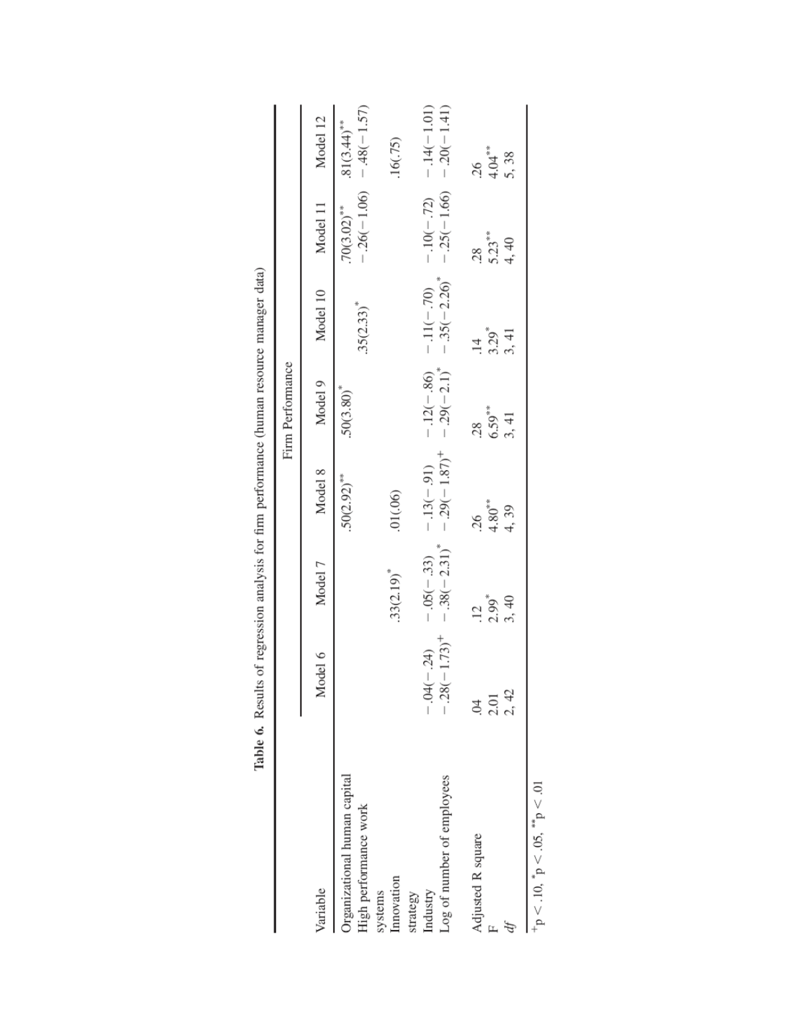**Table 6.** Results of regression analysis for firm performance (human resource manager data)

| Variable | Firm Performance | | | | | | |
|---|---|---|---|---|---|---|---|
| | Model 6 | Model 7 | Model 8 | Model 9 | Model 10 | Model 11 | Model 12 |
| Organizational human capital | | | .50(2.92)** | .50(3.80)* | | .70(3.02)** | .81(3.44)** |
| High performance work systems | | | | | .35(2.33)* | −.26(−1.06) | −.48(−1.57) |
| Innovation strategy | | .33(2.19)* | .01(.06) | | | | .16(.75) |
| Industry | −.04(−.24) | −.05(−.33) | −.13(−.91) | −.12(−.86) | −.11(−.70) | −.10(−.72) | −.14(−1.01) |
| Log of number of employees | −.28(−1.73)+ | −.38(−2.31)* | −.29(−1.87)+ | −.29(−2.1)* | −.35(−2.26)* | −.25(−1.66) | −.20(−1.41) |
| Adjusted R square | .04 | .12 | .26 | .28 | .14 | .28 | .26 |
| F | 2.01 | 2.99* | 4.80** | 6.59** | 3.29* | 5.23** | 4.04** |
| *df* | 2, 42 | 3, 40 | 4, 39 | 3, 41 | 3, 41 | 4, 40 | 5, 38 |

$^{+}p < .10$, $^{*}p < .05$, $^{**}p < .01$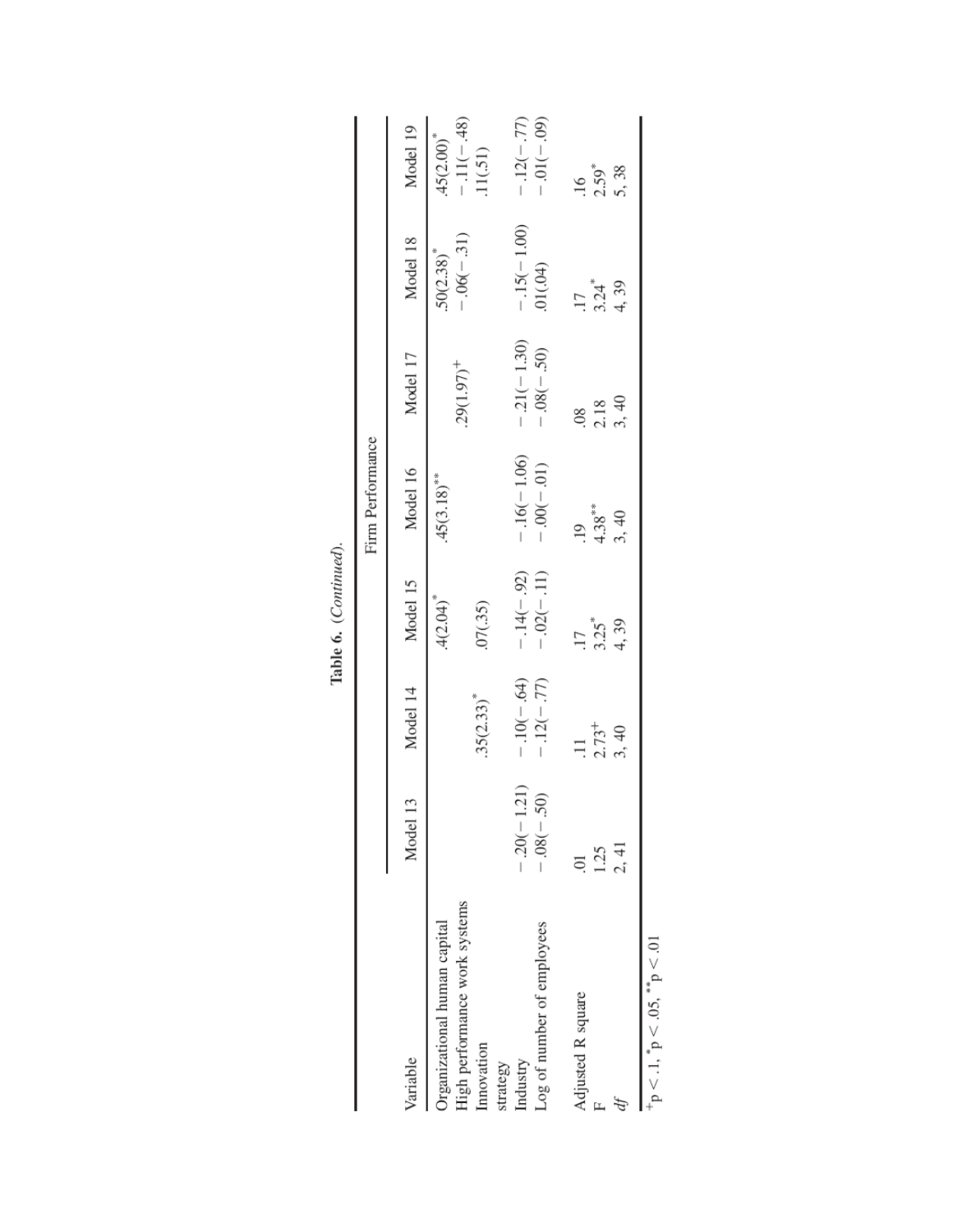**Table 6.** (*Continued*).

| Variable | Firm Performance | | | | | | |
|---|---|---|---|---|---|---|---|
| | Model 13 | Model 14 | Model 15 | Model 16 | Model 17 | Model 18 | Model 19 |
| Organizational human capital | | | .4(2.04)* | .45(3.18)** | | .50(2.38)* | .45(2.00)* |
| High performance work systems | | .35(2.33)* | | | .29(1.97)+ | −.06(−.31) | −.11(−.48) |
| Innovation strategy | | | .07(.35) | | | | .11(.51) |
| Industry | −.20(−1.21) | −.10(−.64) | −.14(−.92) | −.16(−1.06) | −.21(−1.30) | −.15(−1.00) | −.12(−.77) |
| Log of number of employees | −.08(−.50) | −.12(−.77) | −.02(−.11) | −.00(−.01) | −.08(−.50) | .01(.04) | −.01(−.09) |
| Adjusted R square | .01 | .11 | .17 | .19 | .08 | .17 | .16 |
| F | 1.25 | 2.73+ | 3.25* | 4.38** | 2.18 | 3.24* | 2.59* |
| *df* | 2, 41 | 3, 40 | 4, 39 | 3, 40 | 3, 40 | 4, 39 | 5, 38 |

+p < .1, *p < .05, **p < .01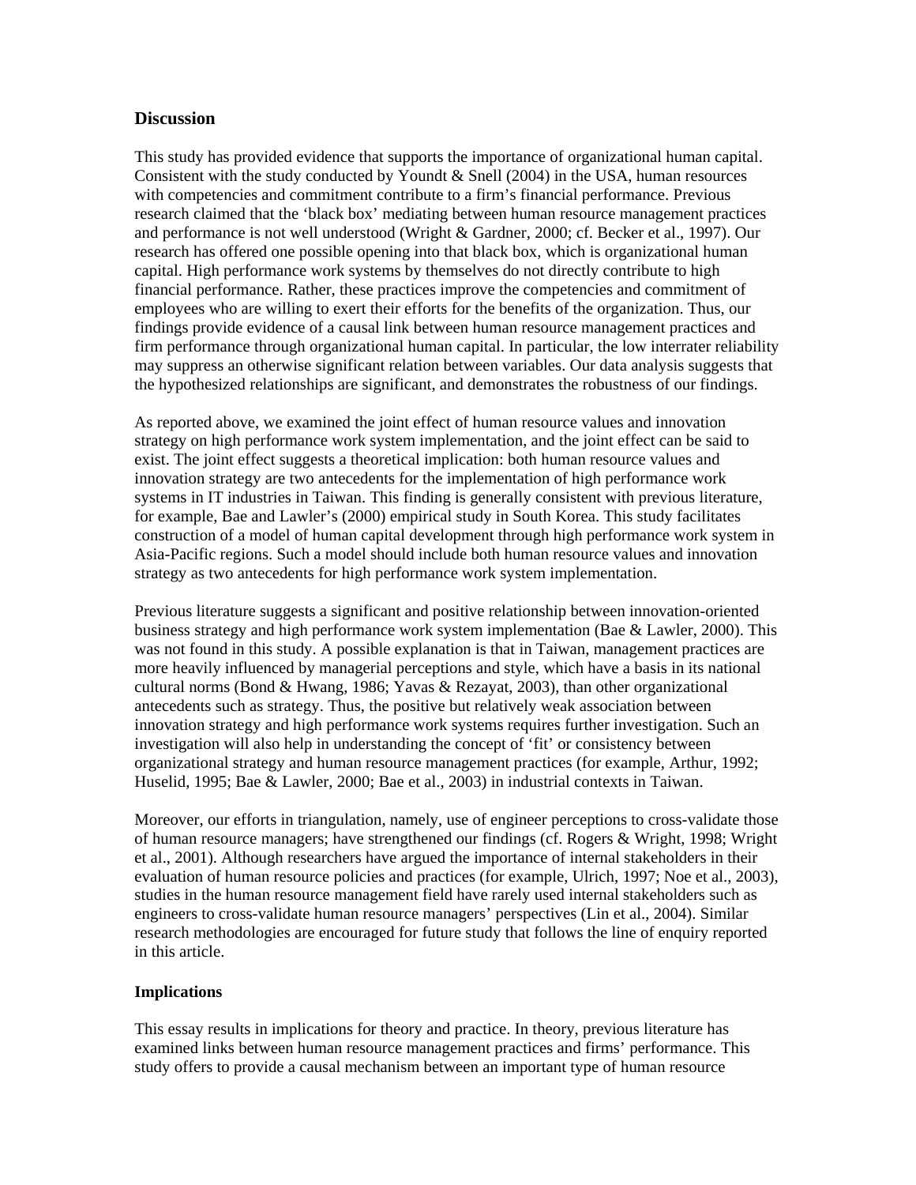## Discussion

This study has provided evidence that supports the importance of organizational human capital. Consistent with the study conducted by Youndt & Snell (2004) in the USA, human resources with competencies and commitment contribute to a firm's financial performance. Previous research claimed that the 'black box' mediating between human resource management practices and performance is not well understood (Wright & Gardner, 2000; cf. Becker et al., 1997). Our research has offered one possible opening into that black box, which is organizational human capital. High performance work systems by themselves do not directly contribute to high financial performance. Rather, these practices improve the competencies and commitment of employees who are willing to exert their efforts for the benefits of the organization. Thus, our findings provide evidence of a causal link between human resource management practices and firm performance through organizational human capital. In particular, the low interrater reliability may suppress an otherwise significant relation between variables. Our data analysis suggests that the hypothesized relationships are significant, and demonstrates the robustness of our findings.

As reported above, we examined the joint effect of human resource values and innovation strategy on high performance work system implementation, and the joint effect can be said to exist. The joint effect suggests a theoretical implication: both human resource values and innovation strategy are two antecedents for the implementation of high performance work systems in IT industries in Taiwan. This finding is generally consistent with previous literature, for example, Bae and Lawler's (2000) empirical study in South Korea. This study facilitates construction of a model of human capital development through high performance work system in Asia-Pacific regions. Such a model should include both human resource values and innovation strategy as two antecedents for high performance work system implementation.

Previous literature suggests a significant and positive relationship between innovation-oriented business strategy and high performance work system implementation (Bae & Lawler, 2000). This was not found in this study. A possible explanation is that in Taiwan, management practices are more heavily influenced by managerial perceptions and style, which have a basis in its national cultural norms (Bond & Hwang, 1986; Yavas & Rezayat, 2003), than other organizational antecedents such as strategy. Thus, the positive but relatively weak association between innovation strategy and high performance work systems requires further investigation. Such an investigation will also help in understanding the concept of 'fit' or consistency between organizational strategy and human resource management practices (for example, Arthur, 1992; Huselid, 1995; Bae & Lawler, 2000; Bae et al., 2003) in industrial contexts in Taiwan.

Moreover, our efforts in triangulation, namely, use of engineer perceptions to cross-validate those of human resource managers; have strengthened our findings (cf. Rogers & Wright, 1998; Wright et al., 2001). Although researchers have argued the importance of internal stakeholders in their evaluation of human resource policies and practices (for example, Ulrich, 1997; Noe et al., 2003), studies in the human resource management field have rarely used internal stakeholders such as engineers to cross-validate human resource managers' perspectives (Lin et al., 2004). Similar research methodologies are encouraged for future study that follows the line of enquiry reported in this article.

## Implications

This essay results in implications for theory and practice. In theory, previous literature has examined links between human resource management practices and firms' performance. This study offers to provide a causal mechanism between an important type of human resource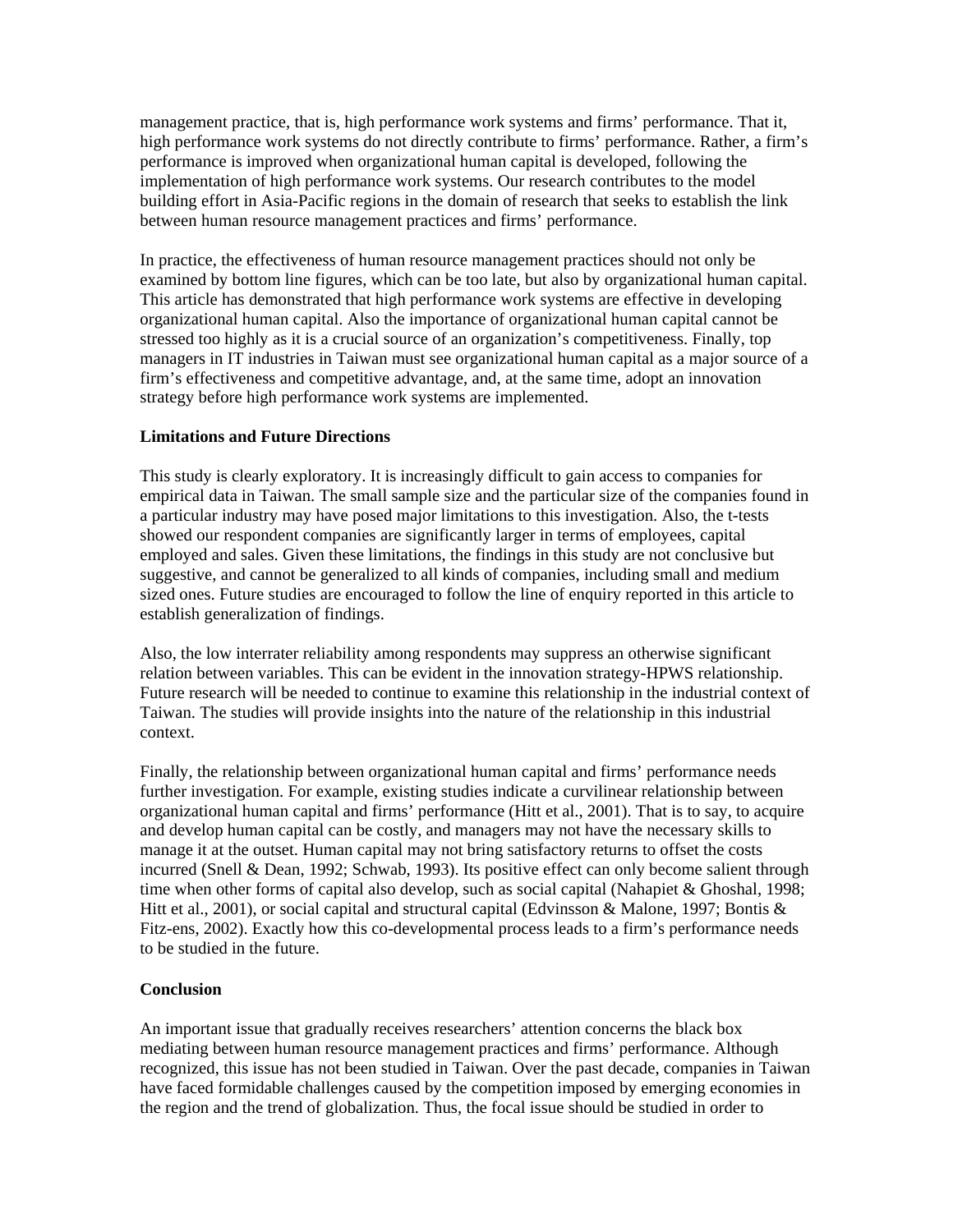management practice, that is, high performance work systems and firms' performance. That it, high performance work systems do not directly contribute to firms' performance. Rather, a firm's performance is improved when organizational human capital is developed, following the implementation of high performance work systems. Our research contributes to the model building effort in Asia-Pacific regions in the domain of research that seeks to establish the link between human resource management practices and firms' performance.

In practice, the effectiveness of human resource management practices should not only be examined by bottom line figures, which can be too late, but also by organizational human capital. This article has demonstrated that high performance work systems are effective in developing organizational human capital. Also the importance of organizational human capital cannot be stressed too highly as it is a crucial source of an organization's competitiveness. Finally, top managers in IT industries in Taiwan must see organizational human capital as a major source of a firm's effectiveness and competitive advantage, and, at the same time, adopt an innovation strategy before high performance work systems are implemented.

**Limitations and Future Directions**

This study is clearly exploratory. It is increasingly difficult to gain access to companies for empirical data in Taiwan. The small sample size and the particular size of the companies found in a particular industry may have posed major limitations to this investigation. Also, the t-tests showed our respondent companies are significantly larger in terms of employees, capital employed and sales. Given these limitations, the findings in this study are not conclusive but suggestive, and cannot be generalized to all kinds of companies, including small and medium sized ones. Future studies are encouraged to follow the line of enquiry reported in this article to establish generalization of findings.

Also, the low interrater reliability among respondents may suppress an otherwise significant relation between variables. This can be evident in the innovation strategy-HPWS relationship. Future research will be needed to continue to examine this relationship in the industrial context of Taiwan. The studies will provide insights into the nature of the relationship in this industrial context.

Finally, the relationship between organizational human capital and firms' performance needs further investigation. For example, existing studies indicate a curvilinear relationship between organizational human capital and firms' performance (Hitt et al., 2001). That is to say, to acquire and develop human capital can be costly, and managers may not have the necessary skills to manage it at the outset. Human capital may not bring satisfactory returns to offset the costs incurred (Snell & Dean, 1992; Schwab, 1993). Its positive effect can only become salient through time when other forms of capital also develop, such as social capital (Nahapiet & Ghoshal, 1998; Hitt et al., 2001), or social capital and structural capital (Edvinsson & Malone, 1997; Bontis & Fitz-ens, 2002). Exactly how this co-developmental process leads to a firm's performance needs to be studied in the future.

**Conclusion**

An important issue that gradually receives researchers' attention concerns the black box mediating between human resource management practices and firms' performance. Although recognized, this issue has not been studied in Taiwan. Over the past decade, companies in Taiwan have faced formidable challenges caused by the competition imposed by emerging economies in the region and the trend of globalization. Thus, the focal issue should be studied in order to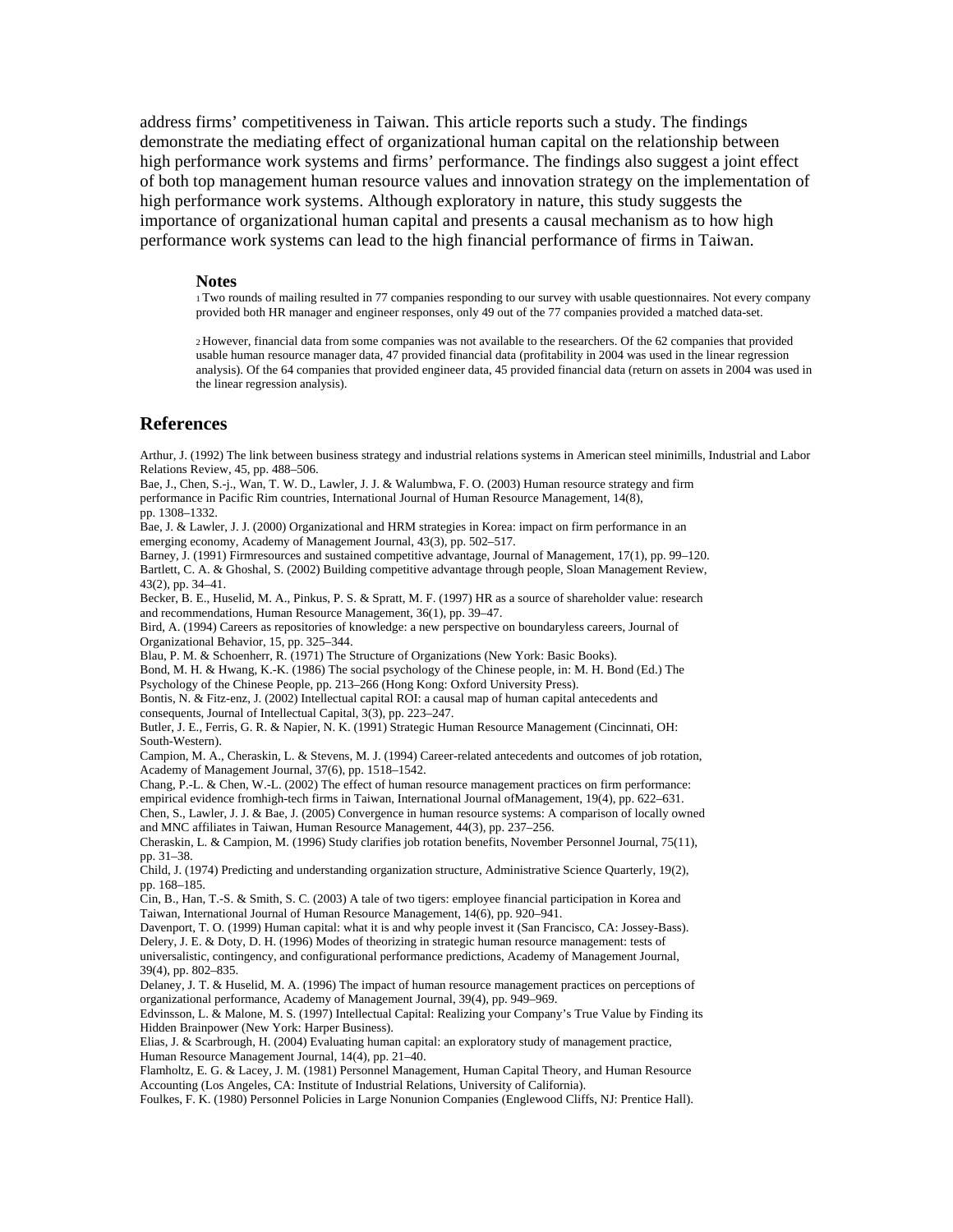address firms' competitiveness in Taiwan. This article reports such a study. The findings demonstrate the mediating effect of organizational human capital on the relationship between high performance work systems and firms' performance. The findings also suggest a joint effect of both top management human resource values and innovation strategy on the implementation of high performance work systems. Although exploratory in nature, this study suggests the importance of organizational human capital and presents a causal mechanism as to how high performance work systems can lead to the high financial performance of firms in Taiwan.

### Notes

1 Two rounds of mailing resulted in 77 companies responding to our survey with usable questionnaires. Not every company provided both HR manager and engineer responses, only 49 out of the 77 companies provided a matched data-set.

2 However, financial data from some companies was not available to the researchers. Of the 62 companies that provided usable human resource manager data, 47 provided financial data (profitability in 2004 was used in the linear regression analysis). Of the 64 companies that provided engineer data, 45 provided financial data (return on assets in 2004 was used in the linear regression analysis).

## References

Arthur, J. (1992) The link between business strategy and industrial relations systems in American steel minimills, Industrial and Labor Relations Review, 45, pp. 488–506.

Bae, J., Chen, S.-j., Wan, T. W. D., Lawler, J. J. & Walumbwa, F. O. (2003) Human resource strategy and firm performance in Pacific Rim countries, International Journal of Human Resource Management, 14(8), pp. 1308–1332.

Bae, J. & Lawler, J. J. (2000) Organizational and HRM strategies in Korea: impact on firm performance in an emerging economy, Academy of Management Journal, 43(3), pp. 502–517.

Barney, J. (1991) Firmresources and sustained competitive advantage, Journal of Management, 17(1), pp. 99–120.

Bartlett, C. A. & Ghoshal, S. (2002) Building competitive advantage through people, Sloan Management Review, 43(2), pp. 34–41.

Becker, B. E., Huselid, M. A., Pinkus, P. S. & Spratt, M. F. (1997) HR as a source of shareholder value: research and recommendations, Human Resource Management, 36(1), pp. 39–47.

Bird, A. (1994) Careers as repositories of knowledge: a new perspective on boundaryless careers, Journal of Organizational Behavior, 15, pp. 325–344.

Blau, P. M. & Schoenherr, R. (1971) The Structure of Organizations (New York: Basic Books).

Bond, M. H. & Hwang, K.-K. (1986) The social psychology of the Chinese people, in: M. H. Bond (Ed.) The Psychology of the Chinese People, pp. 213–266 (Hong Kong: Oxford University Press).

Bontis, N. & Fitz-enz, J. (2002) Intellectual capital ROI: a causal map of human capital antecedents and consequents, Journal of Intellectual Capital, 3(3), pp. 223–247.

Butler, J. E., Ferris, G. R. & Napier, N. K. (1991) Strategic Human Resource Management (Cincinnati, OH: South-Western).

Campion, M. A., Cheraskin, L. & Stevens, M. J. (1994) Career-related antecedents and outcomes of job rotation, Academy of Management Journal, 37(6), pp. 1518–1542.

Chang, P.-L. & Chen, W.-L. (2002) The effect of human resource management practices on firm performance: empirical evidence fromhigh-tech firms in Taiwan, International Journal ofManagement, 19(4), pp. 622–631.

Chen, S., Lawler, J. J. & Bae, J. (2005) Convergence in human resource systems: A comparison of locally owned and MNC affiliates in Taiwan, Human Resource Management, 44(3), pp. 237–256.

Cheraskin, L. & Campion, M. (1996) Study clarifies job rotation benefits, November Personnel Journal, 75(11), pp. 31–38.

Child, J. (1974) Predicting and understanding organization structure, Administrative Science Quarterly, 19(2), pp. 168–185.

Cin, B., Han, T.-S. & Smith, S. C. (2003) A tale of two tigers: employee financial participation in Korea and Taiwan, International Journal of Human Resource Management, 14(6), pp. 920–941.

Davenport, T. O. (1999) Human capital: what it is and why people invest it (San Francisco, CA: Jossey-Bass).

Delery, J. E. & Doty, D. H. (1996) Modes of theorizing in strategic human resource management: tests of universalistic, contingency, and configurational performance predictions, Academy of Management Journal, 39(4), pp. 802–835.

Delaney, J. T. & Huselid, M. A. (1996) The impact of human resource management practices on perceptions of organizational performance, Academy of Management Journal, 39(4), pp. 949–969.

Edvinsson, L. & Malone, M. S. (1997) Intellectual Capital: Realizing your Company's True Value by Finding its Hidden Brainpower (New York: Harper Business).

Elias, J. & Scarbrough, H. (2004) Evaluating human capital: an exploratory study of management practice, Human Resource Management Journal, 14(4), pp. 21–40.

Flamholtz, E. G. & Lacey, J. M. (1981) Personnel Management, Human Capital Theory, and Human Resource Accounting (Los Angeles, CA: Institute of Industrial Relations, University of California).

Foulkes, F. K. (1980) Personnel Policies in Large Nonunion Companies (Englewood Cliffs, NJ: Prentice Hall).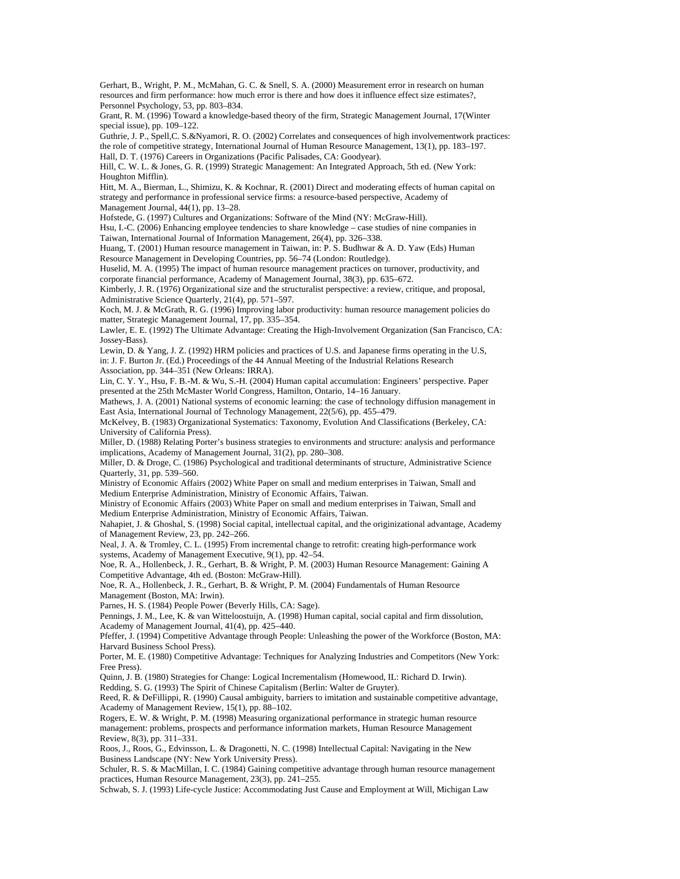Gerhart, B., Wright, P. M., McMahan, G. C. & Snell, S. A. (2000) Measurement error in research on human resources and firm performance: how much error is there and how does it influence effect size estimates?, Personnel Psychology, 53, pp. 803–834.

Grant, R. M. (1996) Toward a knowledge-based theory of the firm, Strategic Management Journal, 17(Winter special issue), pp. 109–122.

Guthrie, J. P., Spell,C. S.&Nyamori, R. O. (2002) Correlates and consequences of high involvementwork practices: the role of competitive strategy, International Journal of Human Resource Management, 13(1), pp. 183–197.

Hall, D. T. (1976) Careers in Organizations (Pacific Palisades, CA: Goodyear).

Hill, C. W. L. & Jones, G. R. (1999) Strategic Management: An Integrated Approach, 5th ed. (New York: Houghton Mifflin).

Hitt, M. A., Bierman, L., Shimizu, K. & Kochnar, R. (2001) Direct and moderating effects of human capital on strategy and performance in professional service firms: a resource-based perspective, Academy of Management Journal, 44(1), pp. 13–28.

Hofstede, G. (1997) Cultures and Organizations: Software of the Mind (NY: McGraw-Hill).

Hsu, I.-C. (2006) Enhancing employee tendencies to share knowledge – case studies of nine companies in Taiwan, International Journal of Information Management, 26(4), pp. 326–338.

Huang, T. (2001) Human resource management in Taiwan, in: P. S. Budhwar & A. D. Yaw (Eds) Human Resource Management in Developing Countries, pp. 56–74 (London: Routledge).

Huselid, M. A. (1995) The impact of human resource management practices on turnover, productivity, and corporate financial performance, Academy of Management Journal, 38(3), pp. 635–672.

Kimberly, J. R. (1976) Organizational size and the structuralist perspective: a review, critique, and proposal, Administrative Science Quarterly, 21(4), pp. 571–597.

Koch, M. J. & McGrath, R. G. (1996) Improving labor productivity: human resource management policies do matter, Strategic Management Journal, 17, pp. 335–354.

Lawler, E. E. (1992) The Ultimate Advantage: Creating the High-Involvement Organization (San Francisco, CA: Jossey-Bass).

Lewin, D. & Yang, J. Z. (1992) HRM policies and practices of U.S. and Japanese firms operating in the U.S, in: J. F. Burton Jr. (Ed.) Proceedings of the 44 Annual Meeting of the Industrial Relations Research Association, pp. 344–351 (New Orleans: IRRA).

Lin, C. Y. Y., Hsu, F. B.-M. & Wu, S.-H. (2004) Human capital accumulation: Engineers' perspective. Paper presented at the 25th McMaster World Congress, Hamilton, Ontario, 14–16 January.

Mathews, J. A. (2001) National systems of economic learning: the case of technology diffusion management in East Asia, International Journal of Technology Management, 22(5/6), pp. 455–479.

McKelvey, B. (1983) Organizational Systematics: Taxonomy, Evolution And Classifications (Berkeley, CA: University of California Press).

Miller, D. (1988) Relating Porter's business strategies to environments and structure: analysis and performance implications, Academy of Management Journal, 31(2), pp. 280–308.

Miller, D. & Droge, C. (1986) Psychological and traditional determinants of structure, Administrative Science Quarterly, 31, pp. 539–560.

Ministry of Economic Affairs (2002) White Paper on small and medium enterprises in Taiwan, Small and Medium Enterprise Administration, Ministry of Economic Affairs, Taiwan.

Ministry of Economic Affairs (2003) White Paper on small and medium enterprises in Taiwan, Small and Medium Enterprise Administration, Ministry of Economic Affairs, Taiwan.

Nahapiet, J. & Ghoshal, S. (1998) Social capital, intellectual capital, and the originizational advantage, Academy of Management Review, 23, pp. 242–266.

Neal, J. A. & Tromley, C. L. (1995) From incremental change to retrofit: creating high-performance work systems, Academy of Management Executive, 9(1), pp. 42–54.

Noe, R. A., Hollenbeck, J. R., Gerhart, B. & Wright, P. M. (2003) Human Resource Management: Gaining A Competitive Advantage, 4th ed. (Boston: McGraw-Hill).

Noe, R. A., Hollenbeck, J. R., Gerhart, B. & Wright, P. M. (2004) Fundamentals of Human Resource Management (Boston, MA: Irwin).

Parnes, H. S. (1984) People Power (Beverly Hills, CA: Sage).

Pennings, J. M., Lee, K. & van Witteloostuijn, A. (1998) Human capital, social capital and firm dissolution, Academy of Management Journal, 41(4), pp. 425–440.

Pfeffer, J. (1994) Competitive Advantage through People: Unleashing the power of the Workforce (Boston, MA: Harvard Business School Press).

Porter, M. E. (1980) Competitive Advantage: Techniques for Analyzing Industries and Competitors (New York: Free Press).

Quinn, J. B. (1980) Strategies for Change: Logical Incrementalism (Homewood, IL: Richard D. Irwin).

Redding, S. G. (1993) The Spirit of Chinese Capitalism (Berlin: Walter de Gruyter).

Reed, R. & DeFillippi, R. (1990) Causal ambiguity, barriers to imitation and sustainable competitive advantage, Academy of Management Review, 15(1), pp. 88–102.

Rogers, E. W. & Wright, P. M. (1998) Measuring organizational performance in strategic human resource management: problems, prospects and performance information markets, Human Resource Management Review, 8(3), pp. 311–331.

Roos, J., Roos, G., Edvinsson, L. & Dragonetti, N. C. (1998) Intellectual Capital: Navigating in the New Business Landscape (NY: New York University Press).

Schuler, R. S. & MacMillan, I. C. (1984) Gaining competitive advantage through human resource management practices, Human Resource Management, 23(3), pp. 241–255.

Schwab, S. J. (1993) Life-cycle Justice: Accommodating Just Cause and Employment at Will, Michigan Law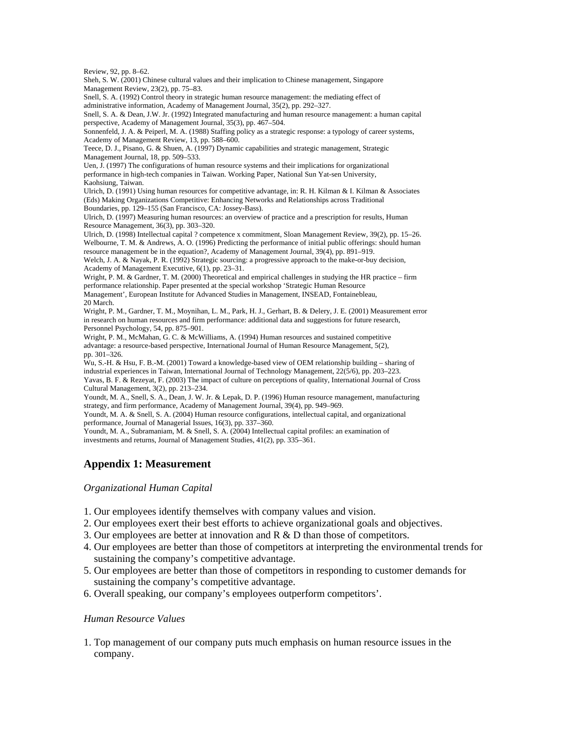Review, 92, pp. 8–62.

Sheh, S. W. (2001) Chinese cultural values and their implication to Chinese management, Singapore Management Review, 23(2), pp. 75–83.

Snell, S. A. (1992) Control theory in strategic human resource management: the mediating effect of administrative information, Academy of Management Journal, 35(2), pp. 292–327.

Snell, S. A. & Dean, J.W. Jr. (1992) Integrated manufacturing and human resource management: a human capital perspective, Academy of Management Journal, 35(3), pp. 467–504.

Sonnenfeld, J. A. & Peiperl, M. A. (1988) Staffing policy as a strategic response: a typology of career systems, Academy of Management Review, 13, pp. 588–600.

Teece, D. J., Pisano, G. & Shuen, A. (1997) Dynamic capabilities and strategic management, Strategic Management Journal, 18, pp. 509–533.

Uen, J. (1997) The configurations of human resource systems and their implications for organizational performance in high-tech companies in Taiwan. Working Paper, National Sun Yat-sen University, Kaohsiung, Taiwan.

Ulrich, D. (1991) Using human resources for competitive advantage, in: R. H. Kilman & I. Kilman & Associates (Eds) Making Organizations Competitive: Enhancing Networks and Relationships across Traditional Boundaries, pp. 129–155 (San Francisco, CA: Jossey-Bass).

Ulrich, D. (1997) Measuring human resources: an overview of practice and a prescription for results, Human Resource Management, 36(3), pp. 303–320.

Ulrich, D. (1998) Intellectual capital ? competence x commitment, Sloan Management Review, 39(2), pp. 15–26.

Welbourne, T. M. & Andrews, A. O. (1996) Predicting the performance of initial public offerings: should human resource management be in the equation?, Academy of Management Journal, 39(4), pp. 891–919.

Welch, J. A. & Nayak, P. R. (1992) Strategic sourcing: a progressive approach to the make-or-buy decision, Academy of Management Executive, 6(1), pp. 23–31.

Wright, P. M. & Gardner, T. M. (2000) Theoretical and empirical challenges in studying the HR practice – firm performance relationship. Paper presented at the special workshop 'Strategic Human Resource Management', European Institute for Advanced Studies in Management, INSEAD, Fontainebleau, 20 March.

Wright, P. M., Gardner, T. M., Moynihan, L. M., Park, H. J., Gerhart, B. & Delery, J. E. (2001) Measurement error in research on human resources and firm performance: additional data and suggestions for future research, Personnel Psychology, 54, pp. 875–901.

Wright, P. M., McMahan, G. C. & McWilliams, A. (1994) Human resources and sustained competitive advantage: a resource-based perspective, International Journal of Human Resource Management, 5(2), pp. 301–326.

Wu, S.-H. & Hsu, F. B.-M. (2001) Toward a knowledge-based view of OEM relationship building – sharing of industrial experiences in Taiwan, International Journal of Technology Management, 22(5/6), pp. 203–223.

Yavas, B. F. & Rezeyat, F. (2003) The impact of culture on perceptions of quality, International Journal of Cross Cultural Management, 3(2), pp. 213–234.

Youndt, M. A., Snell, S. A., Dean, J. W. Jr. & Lepak, D. P. (1996) Human resource management, manufacturing strategy, and firm performance, Academy of Management Journal, 39(4), pp. 949–969.

Youndt, M. A. & Snell, S. A. (2004) Human resource configurations, intellectual capital, and organizational performance, Journal of Managerial Issues, 16(3), pp. 337–360.

Youndt, M. A., Subramaniam, M. & Snell, S. A. (2004) Intellectual capital profiles: an examination of investments and returns, Journal of Management Studies, 41(2), pp. 335–361.

## Appendix 1: Measurement

*Organizational Human Capital*

1. Our employees identify themselves with company values and vision.
2. Our employees exert their best efforts to achieve organizational goals and objectives.
3. Our employees are better at innovation and R & D than those of competitors.
4. Our employees are better than those of competitors at interpreting the environmental trends for sustaining the company's competitive advantage.
5. Our employees are better than those of competitors in responding to customer demands for sustaining the company's competitive advantage.
6. Overall speaking, our company's employees outperform competitors'.

*Human Resource Values*

1. Top management of our company puts much emphasis on human resource issues in the company.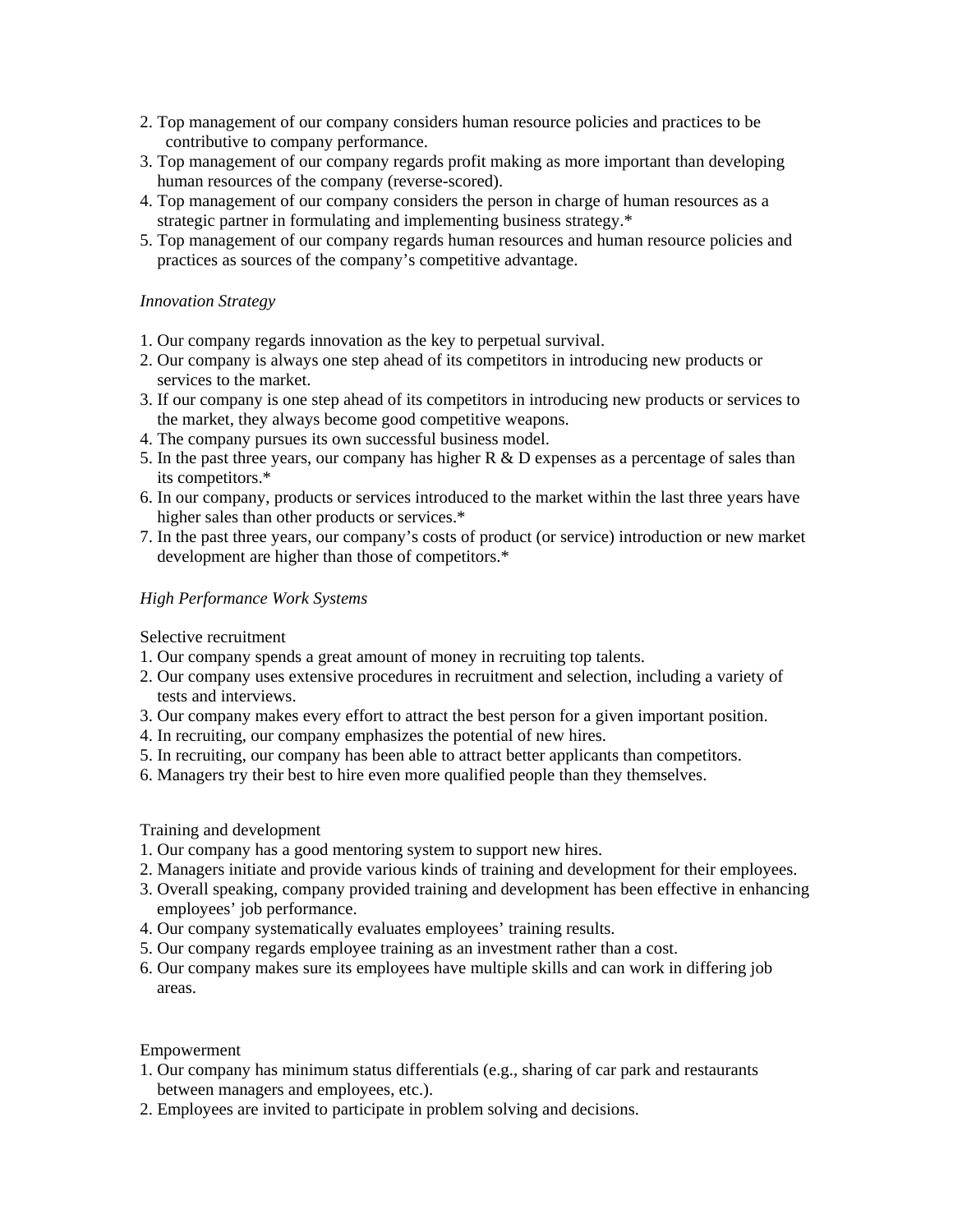2. Top management of our company considers human resource policies and practices to be contributive to company performance.
3. Top management of our company regards profit making as more important than developing human resources of the company (reverse-scored).
4. Top management of our company considers the person in charge of human resources as a strategic partner in formulating and implementing business strategy.*
5. Top management of our company regards human resources and human resource policies and practices as sources of the company's competitive advantage.

*Innovation Strategy*

1. Our company regards innovation as the key to perpetual survival.
2. Our company is always one step ahead of its competitors in introducing new products or services to the market.
3. If our company is one step ahead of its competitors in introducing new products or services to the market, they always become good competitive weapons.
4. The company pursues its own successful business model.
5. In the past three years, our company has higher R & D expenses as a percentage of sales than its competitors.*
6. In our company, products or services introduced to the market within the last three years have higher sales than other products or services.*
7. In the past three years, our company's costs of product (or service) introduction or new market development are higher than those of competitors.*

*High Performance Work Systems*

Selective recruitment

1. Our company spends a great amount of money in recruiting top talents.
2. Our company uses extensive procedures in recruitment and selection, including a variety of tests and interviews.
3. Our company makes every effort to attract the best person for a given important position.
4. In recruiting, our company emphasizes the potential of new hires.
5. In recruiting, our company has been able to attract better applicants than competitors.
6. Managers try their best to hire even more qualified people than they themselves.

Training and development

1. Our company has a good mentoring system to support new hires.
2. Managers initiate and provide various kinds of training and development for their employees.
3. Overall speaking, company provided training and development has been effective in enhancing employees' job performance.
4. Our company systematically evaluates employees' training results.
5. Our company regards employee training as an investment rather than a cost.
6. Our company makes sure its employees have multiple skills and can work in differing job areas.

Empowerment

1. Our company has minimum status differentials (e.g., sharing of car park and restaurants between managers and employees, etc.).
2. Employees are invited to participate in problem solving and decisions.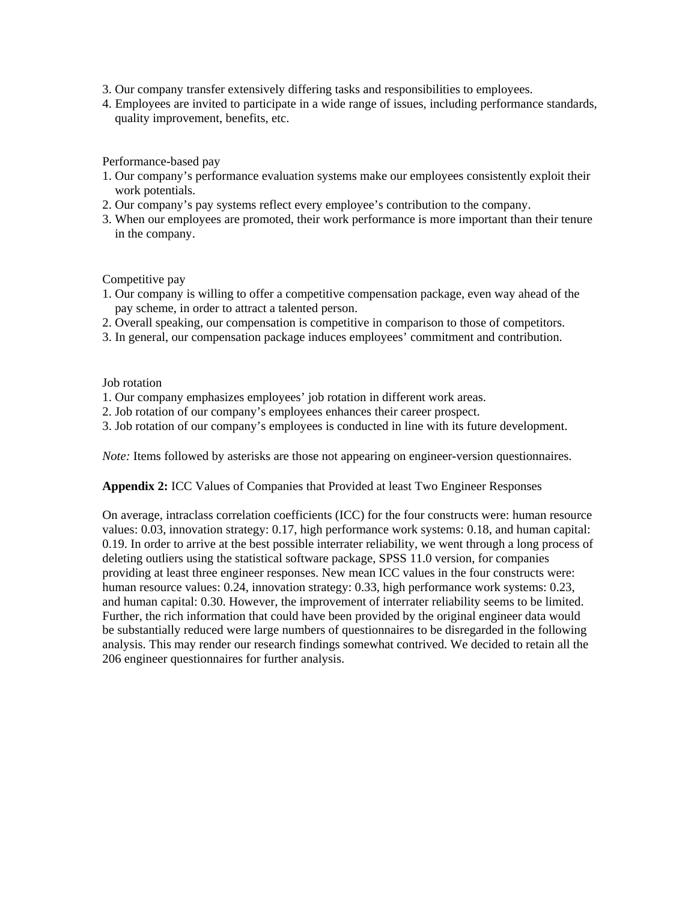3. Our company transfer extensively differing tasks and responsibilities to employees.
4. Employees are invited to participate in a wide range of issues, including performance standards, quality improvement, benefits, etc.

Performance-based pay

1. Our company's performance evaluation systems make our employees consistently exploit their work potentials.
2. Our company's pay systems reflect every employee's contribution to the company.
3. When our employees are promoted, their work performance is more important than their tenure in the company.

Competitive pay

1. Our company is willing to offer a competitive compensation package, even way ahead of the pay scheme, in order to attract a talented person.
2. Overall speaking, our compensation is competitive in comparison to those of competitors.
3. In general, our compensation package induces employees' commitment and contribution.

Job rotation

1. Our company emphasizes employees' job rotation in different work areas.
2. Job rotation of our company's employees enhances their career prospect.
3. Job rotation of our company's employees is conducted in line with its future development.

*Note:* Items followed by asterisks are those not appearing on engineer-version questionnaires.

**Appendix 2:** ICC Values of Companies that Provided at least Two Engineer Responses

On average, intraclass correlation coefficients (ICC) for the four constructs were: human resource values: 0.03, innovation strategy: 0.17, high performance work systems: 0.18, and human capital: 0.19. In order to arrive at the best possible interrater reliability, we went through a long process of deleting outliers using the statistical software package, SPSS 11.0 version, for companies providing at least three engineer responses. New mean ICC values in the four constructs were: human resource values: 0.24, innovation strategy: 0.33, high performance work systems: 0.23, and human capital: 0.30. However, the improvement of interrater reliability seems to be limited. Further, the rich information that could have been provided by the original engineer data would be substantially reduced were large numbers of questionnaires to be disregarded in the following analysis. This may render our research findings somewhat contrived. We decided to retain all the 206 engineer questionnaires for further analysis.